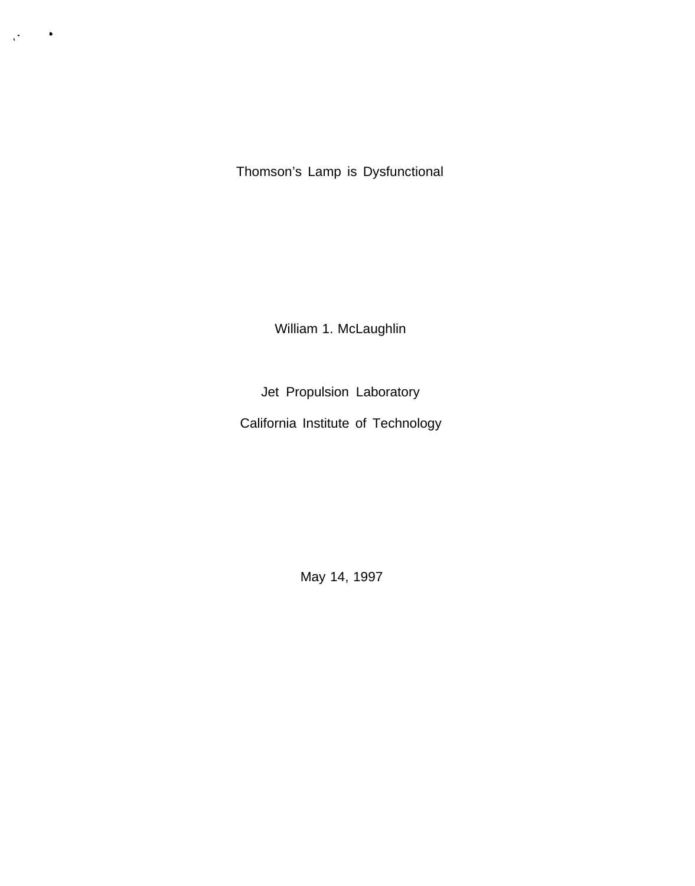# Thomson's Lamp is Dysfunctional

William 1. McLaughlin

Jet Propulsion Laboratory

California Institute of Technology

May 14, 1997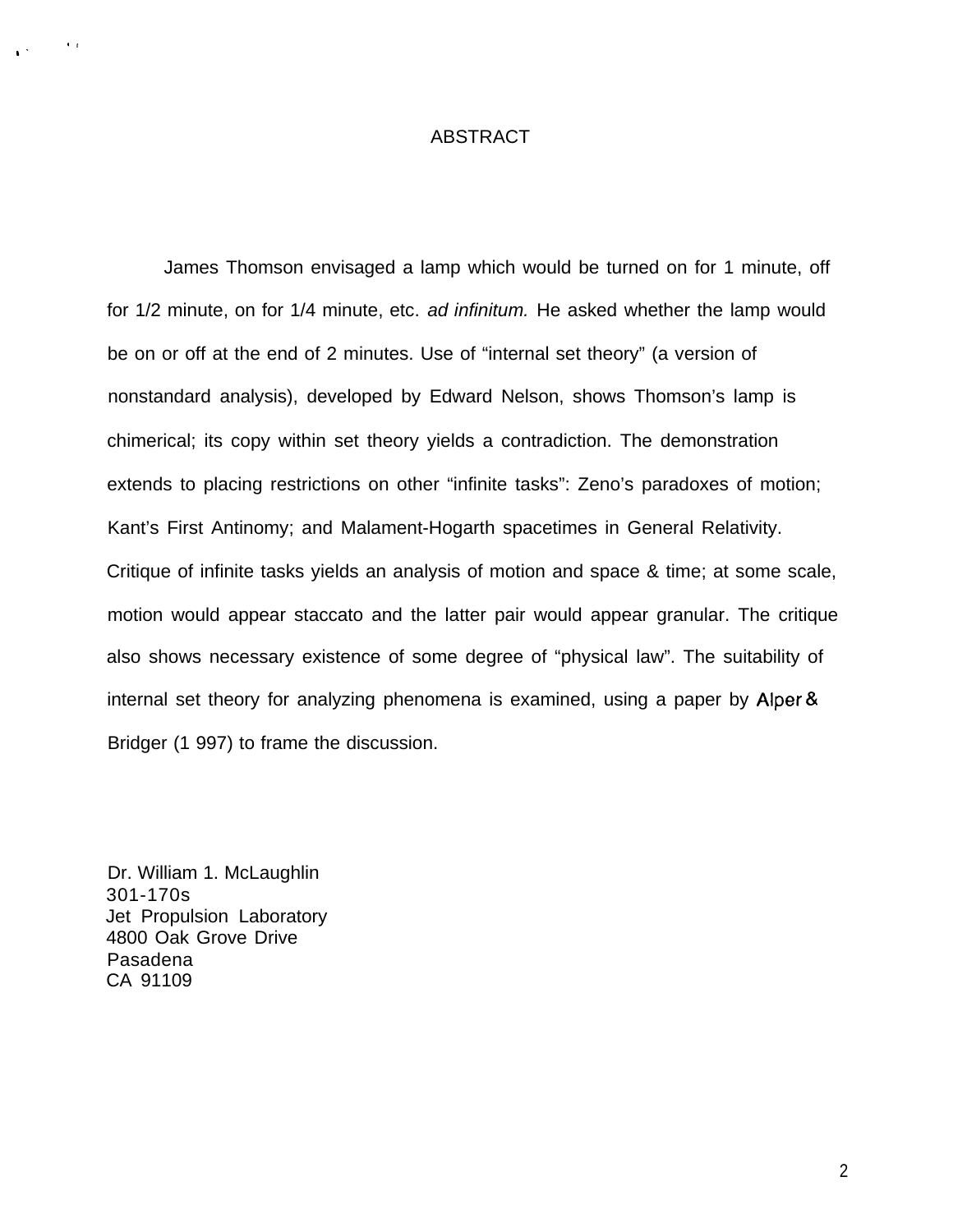# ABSTRACT

James Thomson envisaged a lamp which would be turned on for 1 minute, off for 1/2 minute, on for 1/4 minute, etc. *ad infinitum.* He asked whether the lamp would be on or off at the end of 2 minutes. Use of "internal set theory" (a version of nonstandard analysis), developed by Edward Nelson, shows Thomson's lamp is chimerical; its copy within set theory yields a contradiction. The demonstration extends to placing restrictions on other "infinite tasks": Zeno's paradoxes of motion; Kant's First Antinomy; and Malament-Hogarth spacetimes in General Relativity. Critique of infinite tasks yields an analysis of motion and space & time; at some scale, motion would appear staccato and the latter pair would appear granular. The critique also shows necessary existence of some degree of "physical law". The suitability of internal set theory for analyzing phenomena is examined, using a paper by Alper & Bridger (1 997) to frame the discussion.

Dr. William 1. McLaughlin
301-170s
Jet Propulsion Laboratory
4800 Oak Grove Drive
Pasadena
CA 91109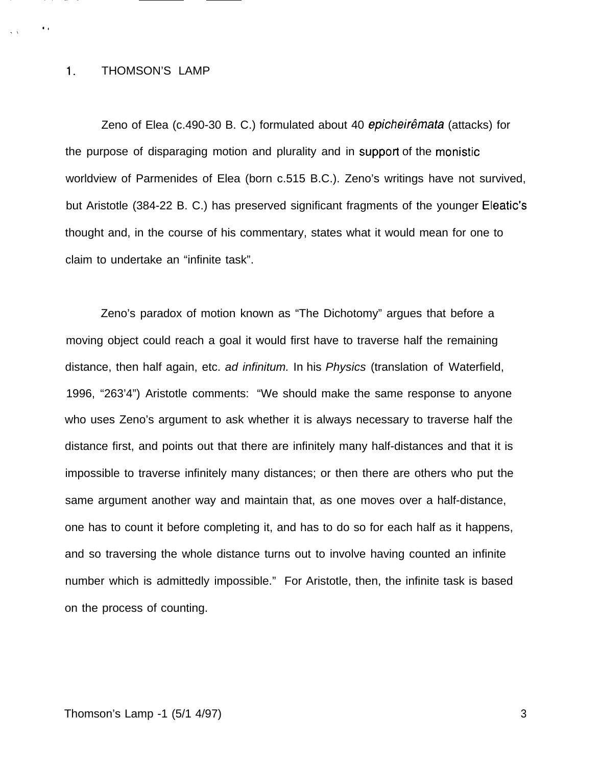## 1. THOMSON'S LAMP

Zeno of Elea (c.490-30 B. C.) formulated about 40 *epicheirêmata* (attacks) for the purpose of disparaging motion and plurality and in support of the monistic worldview of Parmenides of Elea (born c.515 B.C.). Zeno's writings have not survived, but Aristotle (384-22 B. C.) has preserved significant fragments of the younger Eleatic's thought and, in the course of his commentary, states what it would mean for one to claim to undertake an "infinite task".

Zeno's paradox of motion known as "The Dichotomy" argues that before a moving object could reach a goal it would first have to traverse half the remaining distance, then half again, etc. *ad infinitum.* In his *Physics* (translation of Waterfield, 1996, "263'4") Aristotle comments: "We should make the same response to anyone who uses Zeno's argument to ask whether it is always necessary to traverse half the distance first, and points out that there are infinitely many half-distances and that it is impossible to traverse infinitely many distances; or then there are others who put the same argument another way and maintain that, as one moves over a half-distance, one has to count it before completing it, and has to do so for each half as it happens, and so traversing the whole distance turns out to involve having counted an infinite number which is admittedly impossible." For Aristotle, then, the infinite task is based on the process of counting.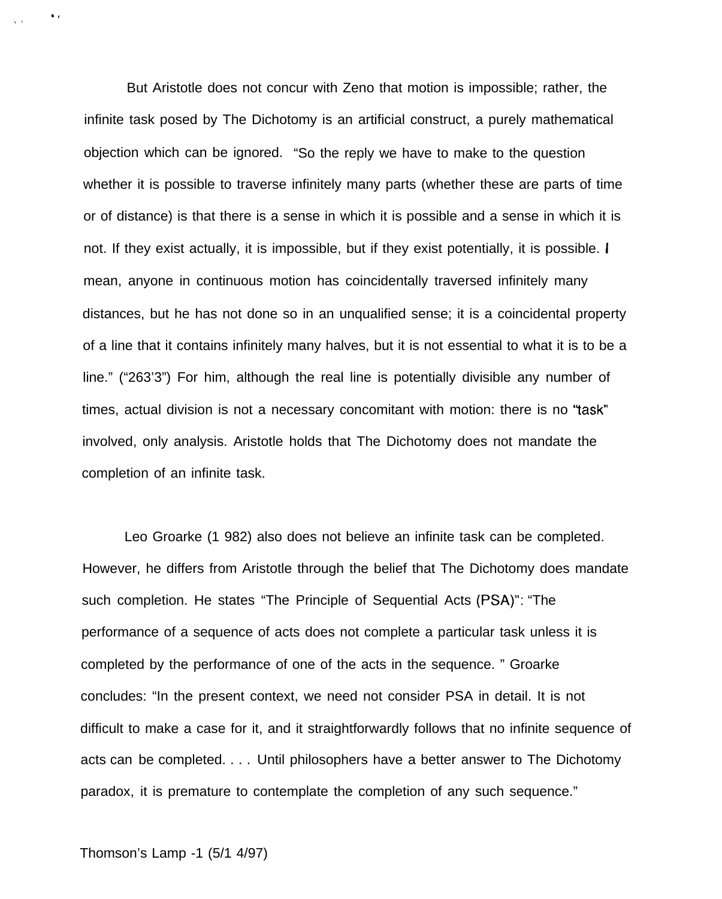But Aristotle does not concur with Zeno that motion is impossible; rather, the infinite task posed by The Dichotomy is an artificial construct, a purely mathematical objection which can be ignored. "So the reply we have to make to the question whether it is possible to traverse infinitely many parts (whether these are parts of time or of distance) is that there is a sense in which it is possible and a sense in which it is not. If they exist actually, it is impossible, but if they exist potentially, it is possible. I mean, anyone in continuous motion has coincidentally traversed infinitely many distances, but he has not done so in an unqualified sense; it is a coincidental property of a line that it contains infinitely many halves, but it is not essential to what it is to be a line." ("263'3") For him, although the real line is potentially divisible any number of times, actual division is not a necessary concomitant with motion: there is no "task" involved, only analysis. Aristotle holds that The Dichotomy does not mandate the completion of an infinite task.

Leo Groarke (1 982) also does not believe an infinite task can be completed. However, he differs from Aristotle through the belief that The Dichotomy does mandate such completion. He states "The Principle of Sequential Acts (PSA)": "The performance of a sequence of acts does not complete a particular task unless it is completed by the performance of one of the acts in the sequence. " Groarke concludes: "In the present context, we need not consider PSA in detail. It is not difficult to make a case for it, and it straightforwardly follows that no infinite sequence of acts can be completed. . . . Until philosophers have a better answer to The Dichotomy paradox, it is premature to contemplate the completion of any such sequence."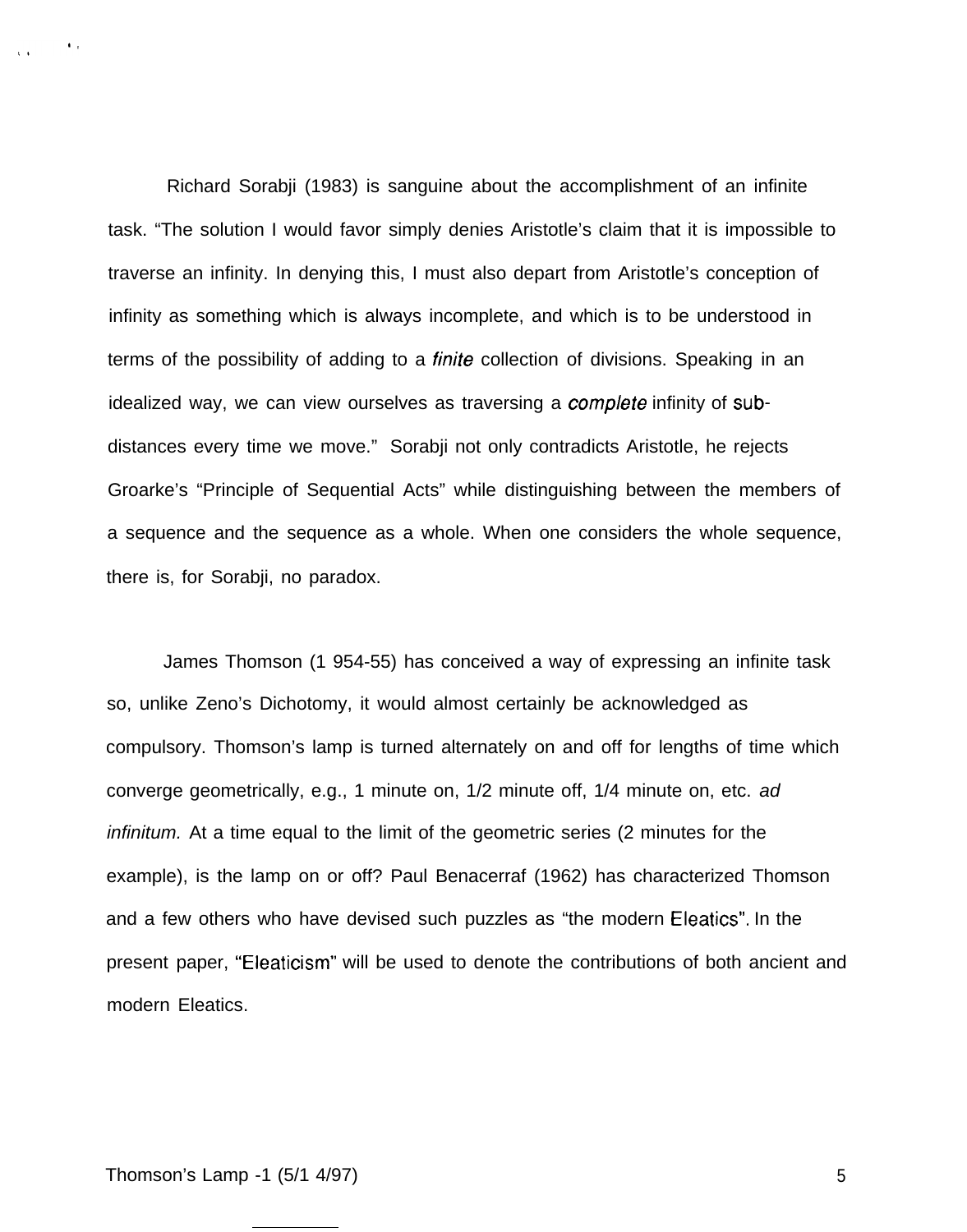Richard Sorabji (1983) is sanguine about the accomplishment of an infinite task. “The solution I would favor simply denies Aristotle’s claim that it is impossible to traverse an infinity. In denying this, I must also depart from Aristotle’s conception of infinity as something which is always incomplete, and which is to be understood in terms of the possibility of adding to a *finite* collection of divisions. Speaking in an idealized way, we can view ourselves as traversing a *complete* infinity of sub-distances every time we move.” Sorabji not only contradicts Aristotle, he rejects Groarke’s “Principle of Sequential Acts” while distinguishing between the members of a sequence and the sequence as a whole. When one considers the whole sequence, there is, for Sorabji, no paradox.

James Thomson (1 954-55) has conceived a way of expressing an infinite task so, unlike Zeno’s Dichotomy, it would almost certainly be acknowledged as compulsory. Thomson’s lamp is turned alternately on and off for lengths of time which converge geometrically, e.g., 1 minute on, 1/2 minute off, 1/4 minute on, etc. *ad infinitum.* At a time equal to the limit of the geometric series (2 minutes for the example), is the lamp on or off? Paul Benacerraf (1962) has characterized Thomson and a few others who have devised such puzzles as “the modern Eleatics”. In the present paper, “Eleaticism” will be used to denote the contributions of both ancient and modern Eleatics.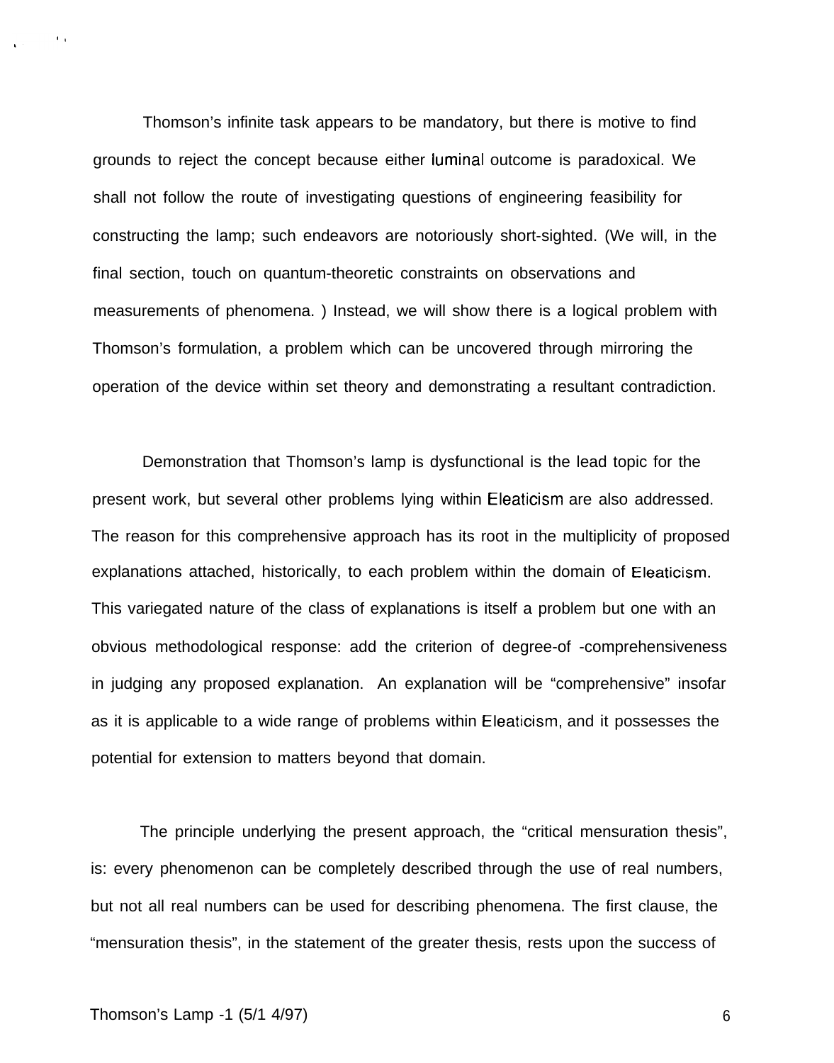Thomson's infinite task appears to be mandatory, but there is motive to find grounds to reject the concept because either luminal outcome is paradoxical. We shall not follow the route of investigating questions of engineering feasibility for constructing the lamp; such endeavors are notoriously short-sighted. (We will, in the final section, touch on quantum-theoretic constraints on observations and measurements of phenomena. ) Instead, we will show there is a logical problem with Thomson's formulation, a problem which can be uncovered through mirroring the operation of the device within set theory and demonstrating a resultant contradiction.

Demonstration that Thomson's lamp is dysfunctional is the lead topic for the present work, but several other problems lying within Eleaticism are also addressed. The reason for this comprehensive approach has its root in the multiplicity of proposed explanations attached, historically, to each problem within the domain of Eleaticism. This variegated nature of the class of explanations is itself a problem but one with an obvious methodological response: add the criterion of degree-of -comprehensiveness in judging any proposed explanation. An explanation will be "comprehensive" insofar as it is applicable to a wide range of problems within Eleaticism, and it possesses the potential for extension to matters beyond that domain.

The principle underlying the present approach, the "critical mensuration thesis", is: every phenomenon can be completely described through the use of real numbers, but not all real numbers can be used for describing phenomena. The first clause, the "mensuration thesis", in the statement of the greater thesis, rests upon the success of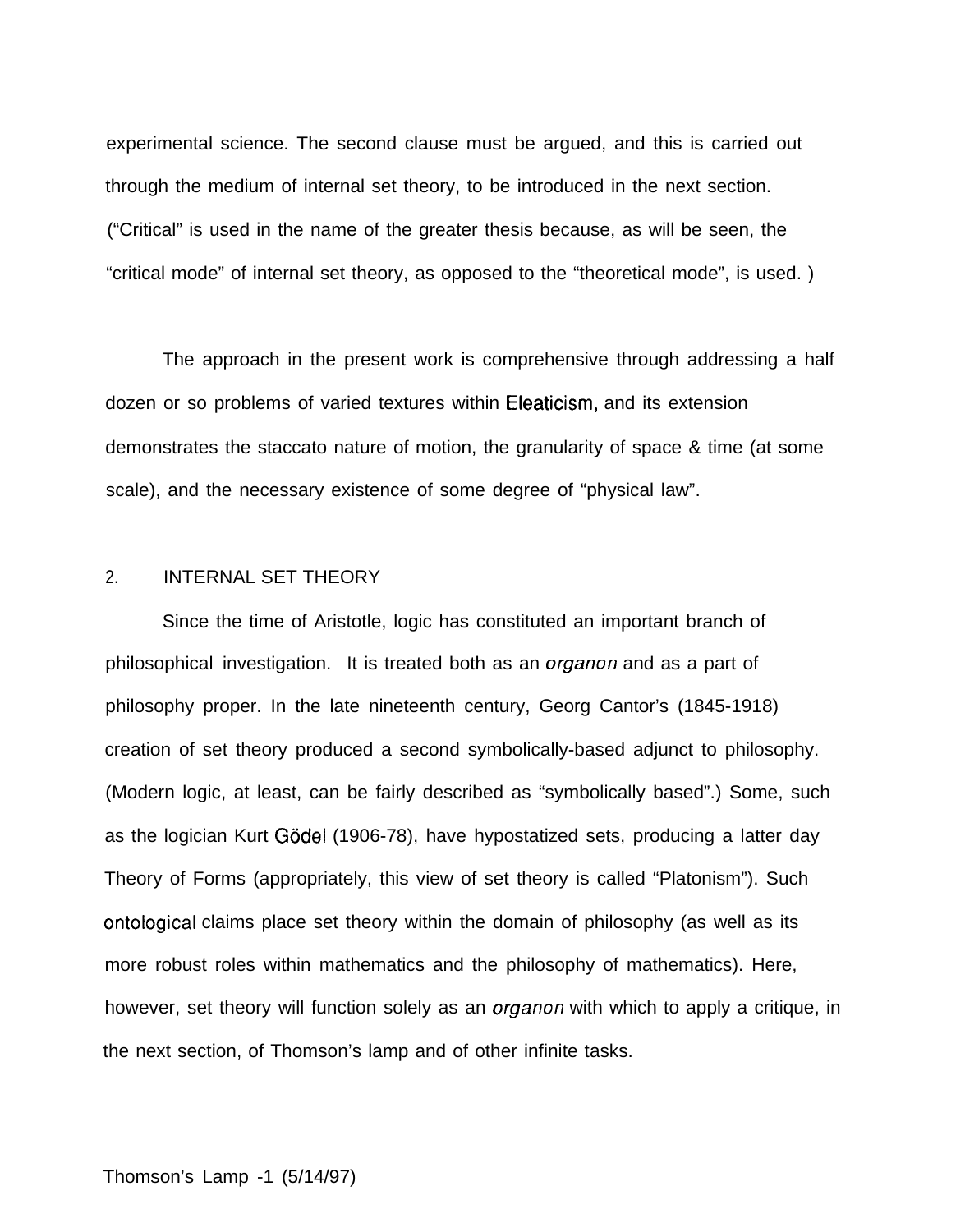experimental science. The second clause must be argued, and this is carried out through the medium of internal set theory, to be introduced in the next section. ("Critical" is used in the name of the greater thesis because, as will be seen, the "critical mode" of internal set theory, as opposed to the "theoretical mode", is used. )

The approach in the present work is comprehensive through addressing a half dozen or so problems of varied textures within Eleaticism, and its extension demonstrates the staccato nature of motion, the granularity of space & time (at some scale), and the necessary existence of some degree of "physical law".

## 2. INTERNAL SET THEORY

Since the time of Aristotle, logic has constituted an important branch of philosophical investigation. It is treated both as an *organon* and as a part of philosophy proper. In the late nineteenth century, Georg Cantor's (1845-1918) creation of set theory produced a second symbolically-based adjunct to philosophy. (Modern logic, at least, can be fairly described as "symbolically based".) Some, such as the logician Kurt Gödel (1906-78), have hypostatized sets, producing a latter day Theory of Forms (appropriately, this view of set theory is called "Platonism"). Such ontological claims place set theory within the domain of philosophy (as well as its more robust roles within mathematics and the philosophy of mathematics). Here, however, set theory will function solely as an *organon* with which to apply a critique, in the next section, of Thomson's lamp and of other infinite tasks.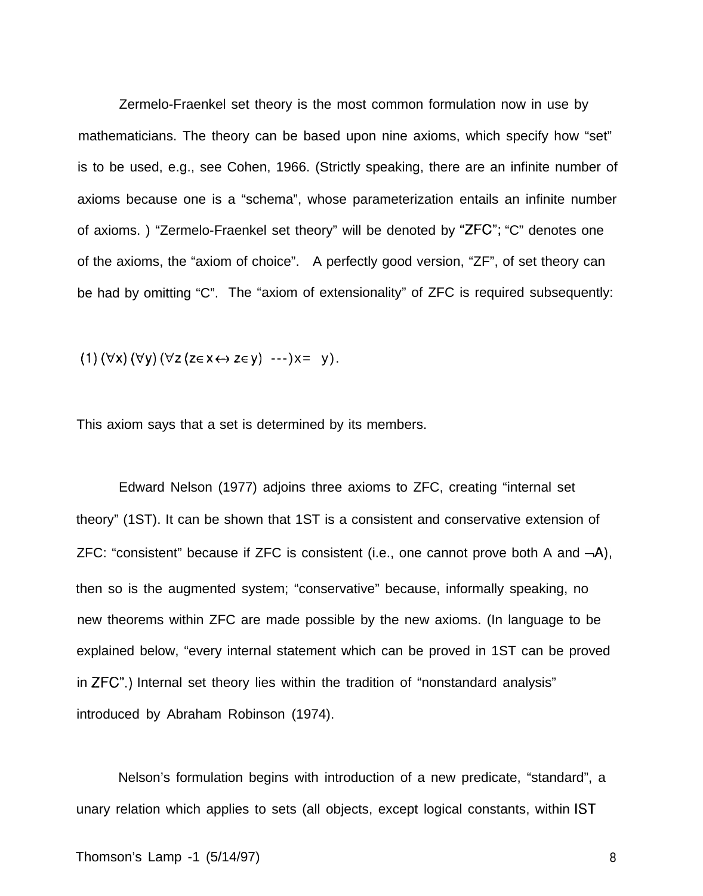Zermelo-Fraenkel set theory is the most common formulation now in use by mathematicians. The theory can be based upon nine axioms, which specify how "set" is to be used, e.g., see Cohen, 1966. (Strictly speaking, there are an infinite number of axioms because one is a "schema", whose parameterization entails an infinite number of axioms. ) "Zermelo-Fraenkel set theory" will be denoted by "ZFC"; "C" denotes one of the axioms, the "axiom of choice". A perfectly good version, "ZF", of set theory can be had by omitting "C". The "axiom of extensionality" of ZFC is required subsequently:

$$(1)\ (\forall x)\ (\forall y)\ (\forall z\ (z \in x \leftrightarrow z \in y)\ \text{---})\ x = y).$$

This axiom says that a set is determined by its members.

Edward Nelson (1977) adjoins three axioms to ZFC, creating "internal set theory" (1ST). It can be shown that 1ST is a consistent and conservative extension of ZFC: "consistent" because if ZFC is consistent (i.e., one cannot prove both A and $\neg A$), then so is the augmented system; "conservative" because, informally speaking, no new theorems within ZFC are made possible by the new axioms. (In language to be explained below, "every internal statement which can be proved in 1ST can be proved in ZFC".) Internal set theory lies within the tradition of "nonstandard analysis" introduced by Abraham Robinson (1974).

Nelson's formulation begins with introduction of a new predicate, "standard", a unary relation which applies to sets (all objects, except logical constants, within IST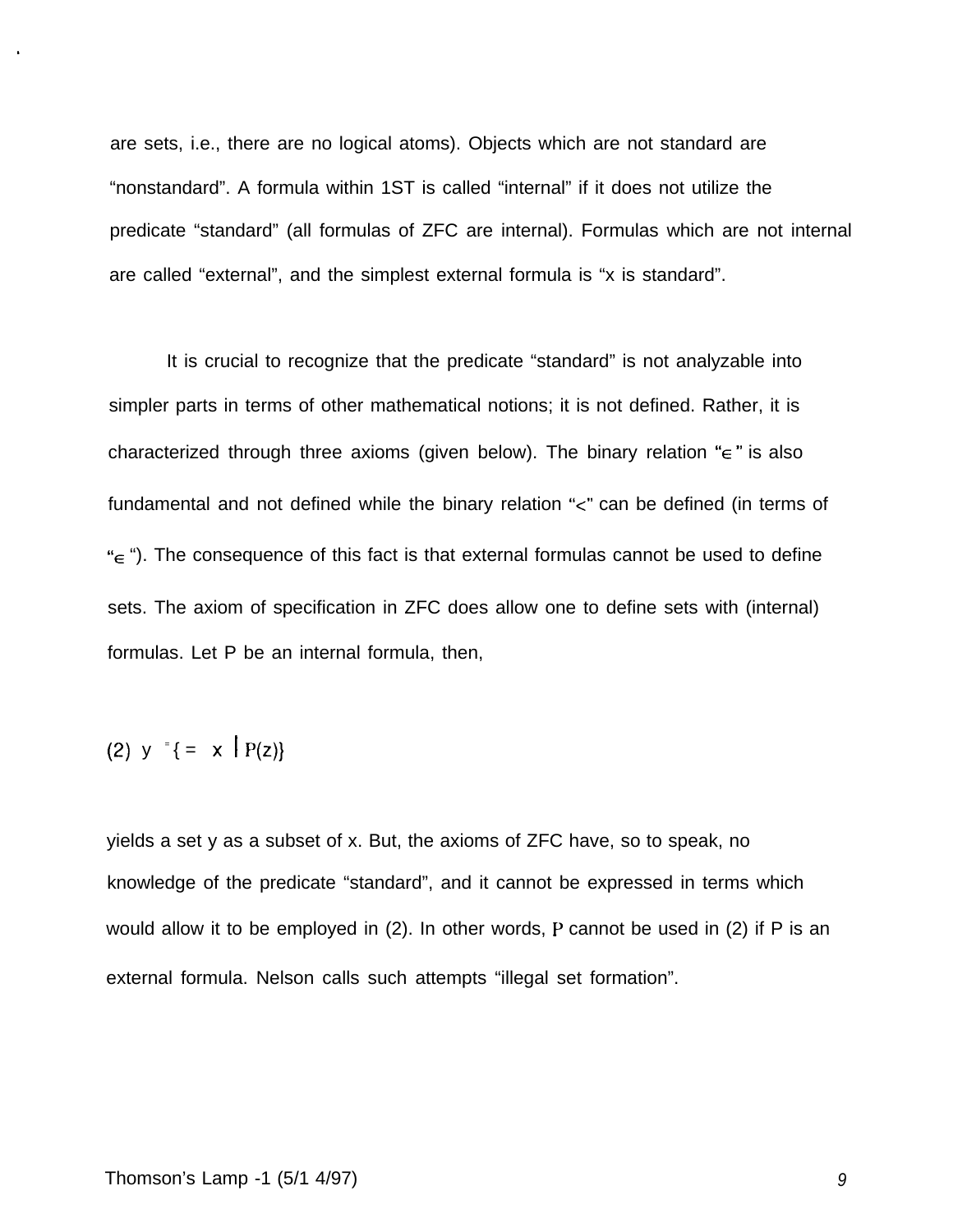are sets, i.e., there are no logical atoms). Objects which are not standard are "nonstandard". A formula within 1ST is called "internal" if it does not utilize the predicate "standard" (all formulas of ZFC are internal). Formulas which are not internal are called "external", and the simplest external formula is "x is standard".

It is crucial to recognize that the predicate "standard" is not analyzable into simpler parts in terms of other mathematical notions; it is not defined. Rather, it is characterized through three axioms (given below). The binary relation "$\in$" is also fundamental and not defined while the binary relation "<" can be defined (in terms of "$\in$"). The consequence of this fact is that external formulas cannot be used to define sets. The axiom of specification in ZFC does allow one to define sets with (internal) formulas. Let P be an internal formula, then,

$$(2)\quad y = \{ z \in x \mid P(z) \}$$

yields a set y as a subset of x. But, the axioms of ZFC have, so to speak, no knowledge of the predicate "standard", and it cannot be expressed in terms which would allow it to be employed in (2). In other words, P cannot be used in (2) if P is an external formula. Nelson calls such attempts "illegal set formation".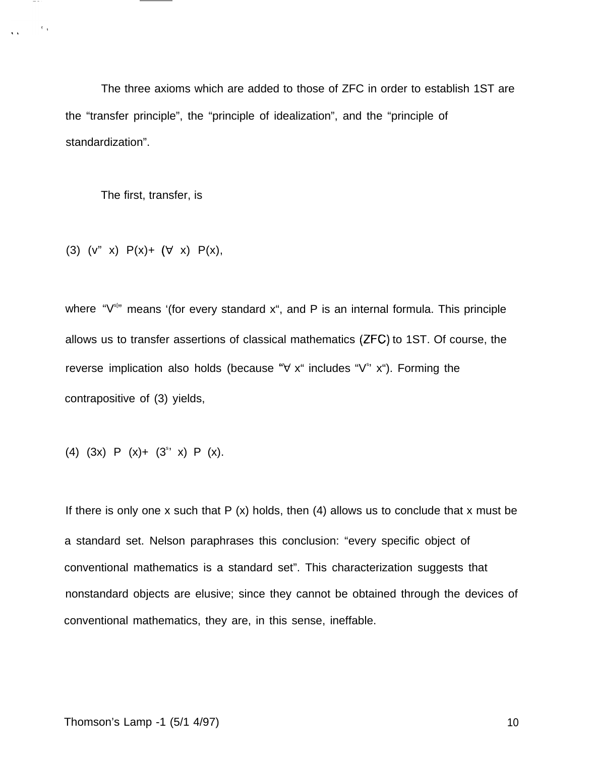The three axioms which are added to those of ZFC in order to establish IST are the "transfer principle", the "principle of idealization", and the "principle of standardization".

The first, transfer, is

(3) $(\forall^{st} x)\ P(x) \rightarrow (\forall x)\ P(x)$,

where "$\forall^{st}$" means "for every standard x", and P is an internal formula. This principle allows us to transfer assertions of classical mathematics (ZFC) to IST. Of course, the reverse implication also holds (because "$\forall x$" includes "$\forall^{st} x$"). Forming the contrapositive of (3) yields,

(4) $(\exists x)\ P(x) \rightarrow (\exists^{st} x)\ P(x)$.

If there is only one x such that P (x) holds, then (4) allows us to conclude that x must be a standard set. Nelson paraphrases this conclusion: "every specific object of conventional mathematics is a standard set". This characterization suggests that nonstandard objects are elusive; since they cannot be obtained through the devices of conventional mathematics, they are, in this sense, ineffable.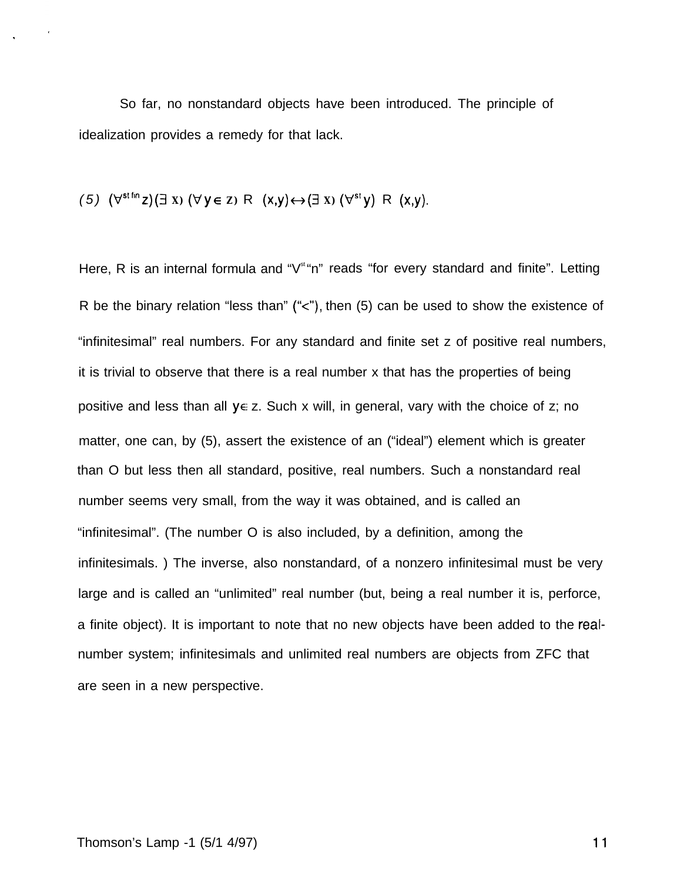So far, no nonstandard objects have been introduced. The principle of idealization provides a remedy for that lack.

$$(5)\quad (\forall^{st\,fin} z)(\exists\, x)\,(\forall y \in z)\; R\;\;(x,y) \leftrightarrow (\exists\, x)\,(\forall^{st} y)\;\; R\;\;(x,y).$$

Here, R is an internal formula and "$\forall^{st}$"n" reads "for every standard and finite". Letting R be the binary relation "less than" ("<"), then (5) can be used to show the existence of "infinitesimal" real numbers. For any standard and finite set z of positive real numbers, it is trivial to observe that there is a real number x that has the properties of being positive and less than all $y \in z$. Such x will, in general, vary with the choice of z; no matter, one can, by (5), assert the existence of an ("ideal") element which is greater than O but less then all standard, positive, real numbers. Such a nonstandard real number seems very small, from the way it was obtained, and is called an "infinitesimal". (The number O is also included, by a definition, among the infinitesimals. ) The inverse, also nonstandard, of a nonzero infinitesimal must be very large and is called an "unlimited" real number (but, being a real number it is, perforce, a finite object). It is important to note that no new objects have been added to the real-number system; infinitesimals and unlimited real numbers are objects from ZFC that are seen in a new perspective.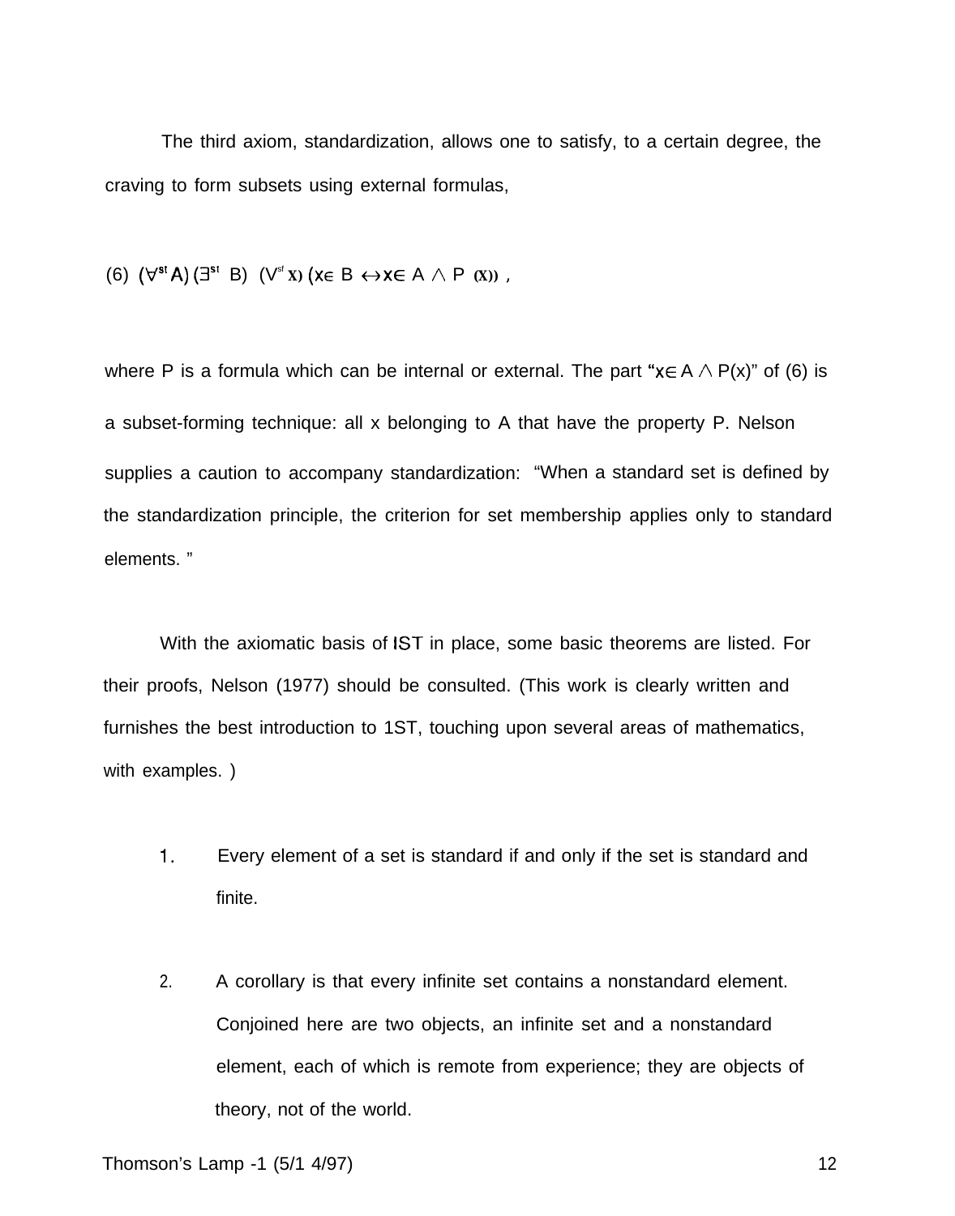The third axiom, standardization, allows one to satisfy, to a certain degree, the craving to form subsets using external formulas,

$$(6)\ (\forall^{st} A)\, (\exists^{st}\ B)\ (\forall^{st} x)\, (x \in B \leftrightarrow x \in A \wedge P\ (x))\ ,$$

where P is a formula which can be internal or external. The part "$x \in A \wedge P(x)$" of (6) is a subset-forming technique: all x belonging to A that have the property P. Nelson supplies a caution to accompany standardization: "When a standard set is defined by the standardization principle, the criterion for set membership applies only to standard elements. "

With the axiomatic basis of IST in place, some basic theorems are listed. For their proofs, Nelson (1977) should be consulted. (This work is clearly written and furnishes the best introduction to 1ST, touching upon several areas of mathematics, with examples. )

1. Every element of a set is standard if and only if the set is standard and finite.

2. A corollary is that every infinite set contains a nonstandard element. Conjoined here are two objects, an infinite set and a nonstandard element, each of which is remote from experience; they are objects of theory, not of the world.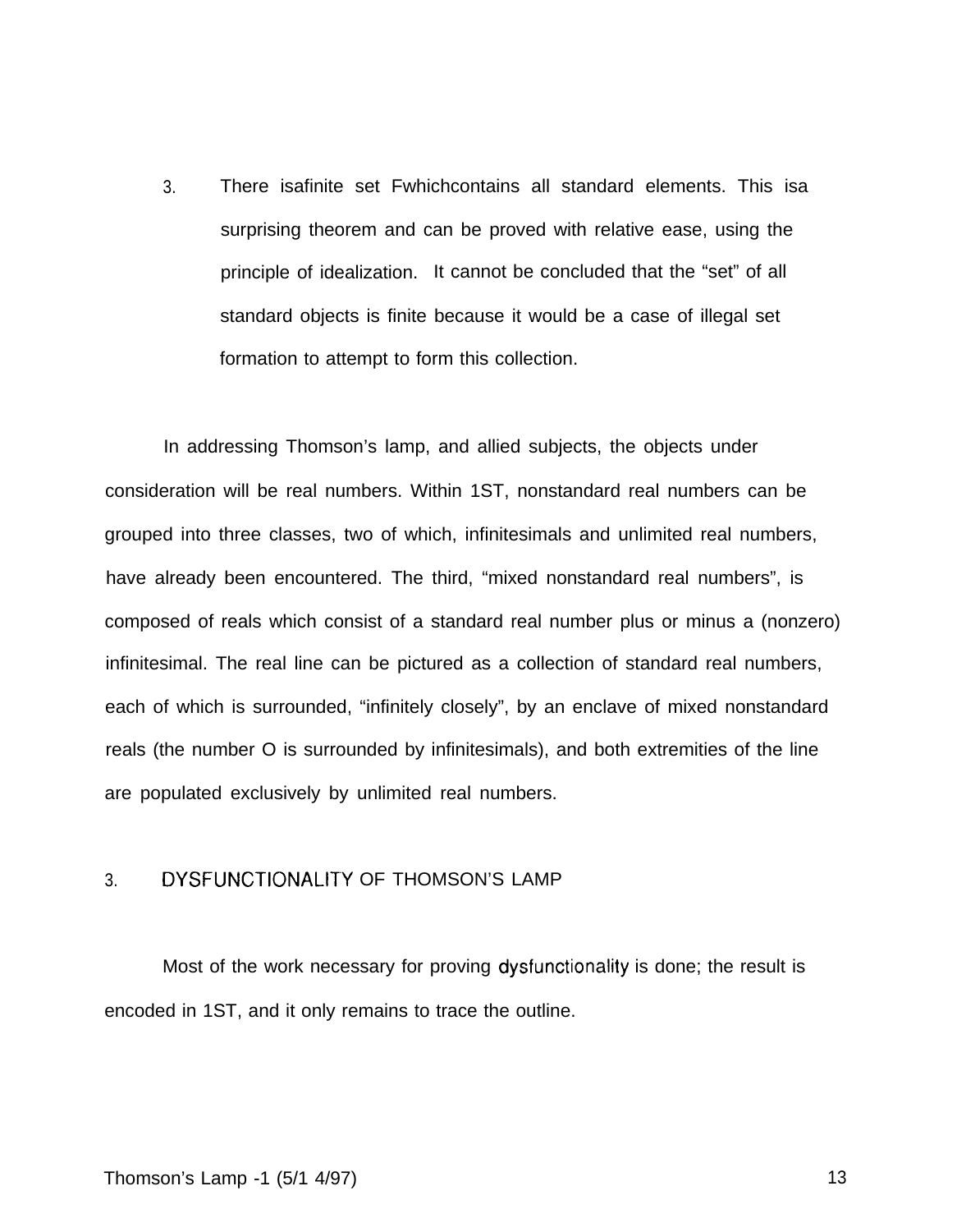3. There is a finite set F which contains all standard elements. This is a surprising theorem and can be proved with relative ease, using the principle of idealization. It cannot be concluded that the "set" of all standard objects is finite because it would be a case of illegal set formation to attempt to form this collection.

In addressing Thomson's lamp, and allied subjects, the objects under consideration will be real numbers. Within IST, nonstandard real numbers can be grouped into three classes, two of which, infinitesimals and unlimited real numbers, have already been encountered. The third, "mixed nonstandard real numbers", is composed of reals which consist of a standard real number plus or minus a (nonzero) infinitesimal. The real line can be pictured as a collection of standard real numbers, each of which is surrounded, "infinitely closely", by an enclave of mixed nonstandard reals (the number 0 is surrounded by infinitesimals), and both extremities of the line are populated exclusively by unlimited real numbers.

## 3. DYSFUNCTIONALITY OF THOMSON'S LAMP

Most of the work necessary for proving dysfunctionality is done; the result is encoded in IST, and it only remains to trace the outline.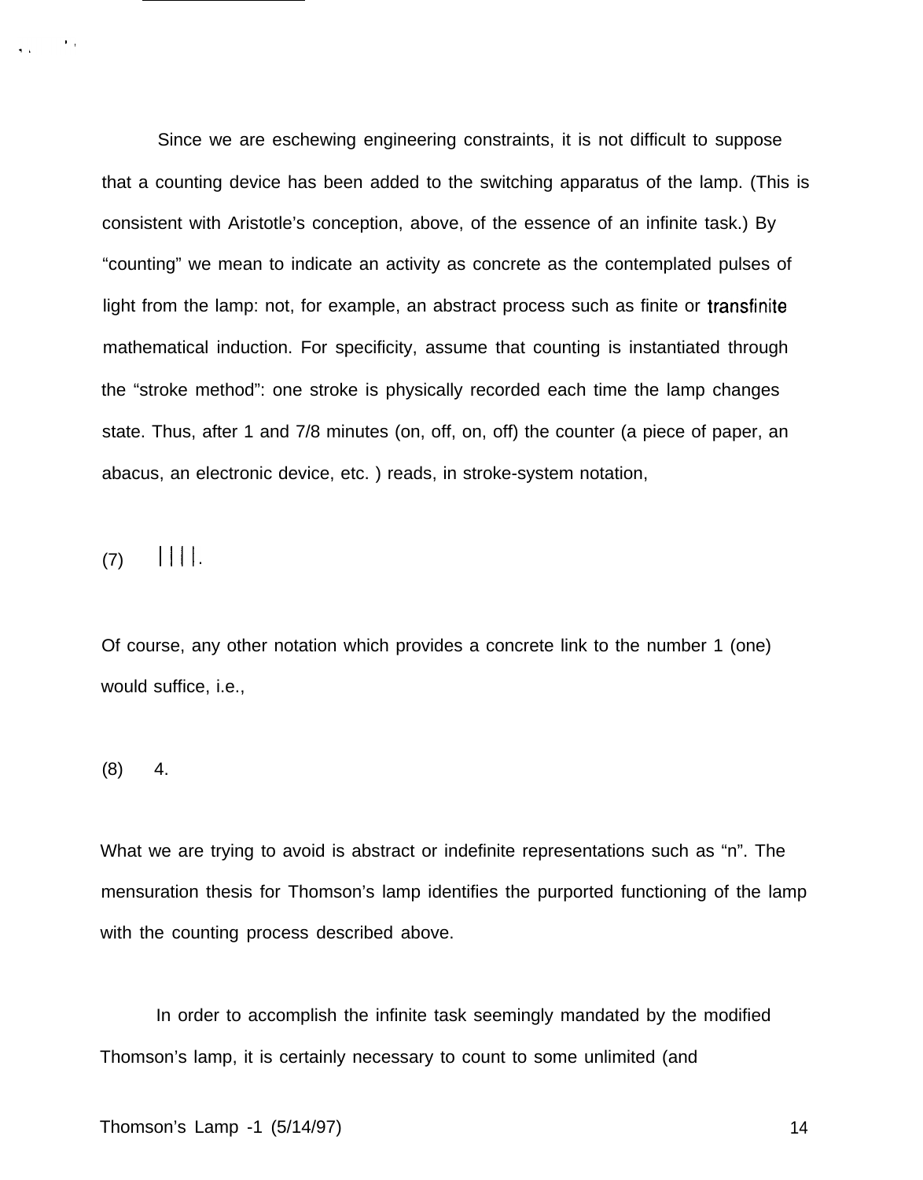Since we are eschewing engineering constraints, it is not difficult to suppose that a counting device has been added to the switching apparatus of the lamp. (This is consistent with Aristotle's conception, above, of the essence of an infinite task.) By "counting" we mean to indicate an activity as concrete as the contemplated pulses of light from the lamp: not, for example, an abstract process such as finite or transfinite mathematical induction. For specificity, assume that counting is instantiated through the "stroke method": one stroke is physically recorded each time the lamp changes state. Thus, after 1 and 7/8 minutes (on, off, on, off) the counter (a piece of paper, an abacus, an electronic device, etc. ) reads, in stroke-system notation,

(7) | | | |.

Of course, any other notation which provides a concrete link to the number 1 (one) would suffice, i.e.,

(8) 4.

What we are trying to avoid is abstract or indefinite representations such as "n". The mensuration thesis for Thomson's lamp identifies the purported functioning of the lamp with the counting process described above.

In order to accomplish the infinite task seemingly mandated by the modified Thomson's lamp, it is certainly necessary to count to some unlimited (and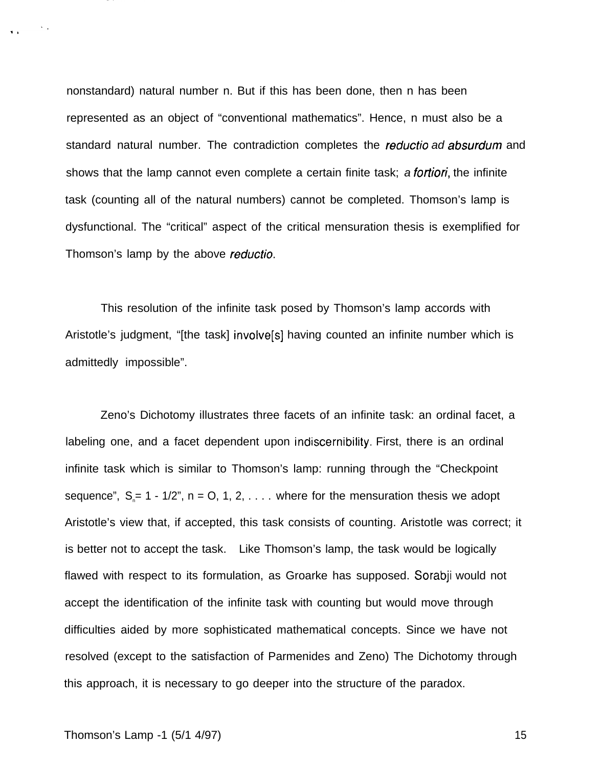nonstandard) natural number n. But if this has been done, then n has been represented as an object of "conventional mathematics". Hence, n must also be a standard natural number. The contradiction completes the *reductio ad absurdum* and shows that the lamp cannot even complete a certain finite task; *a fortiori*, the infinite task (counting all of the natural numbers) cannot be completed. Thomson's lamp is dysfunctional. The "critical" aspect of the critical mensuration thesis is exemplified for Thomson's lamp by the above *reductio.*

This resolution of the infinite task posed by Thomson's lamp accords with Aristotle's judgment, "[the task] involve[s] having counted an infinite number which is admittedly impossible".

Zeno's Dichotomy illustrates three facets of an infinite task: an ordinal facet, a labeling one, and a facet dependent upon indiscernibility. First, there is an ordinal infinite task which is similar to Thomson's lamp: running through the "Checkpoint sequence", $S_n = 1 - 1/2^n$, $n = 0, 1, 2, \ldots$ where for the mensuration thesis we adopt Aristotle's view that, if accepted, this task consists of counting. Aristotle was correct; it is better not to accept the task. Like Thomson's lamp, the task would be logically flawed with respect to its formulation, as Groarke has supposed. Sorabji would not accept the identification of the infinite task with counting but would move through difficulties aided by more sophisticated mathematical concepts. Since we have not resolved (except to the satisfaction of Parmenides and Zeno) The Dichotomy through this approach, it is necessary to go deeper into the structure of the paradox.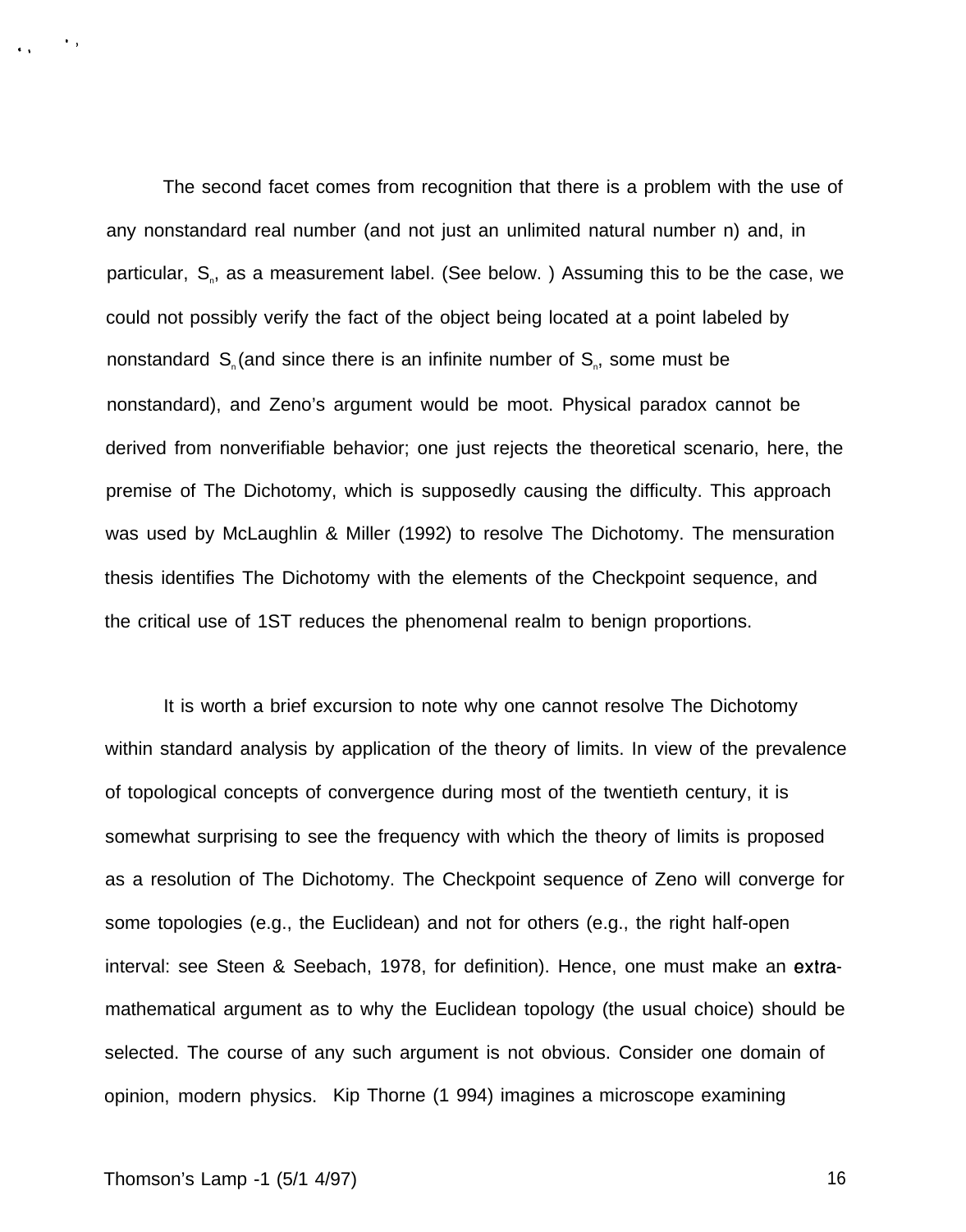The second facet comes from recognition that there is a problem with the use of any nonstandard real number (and not just an unlimited natural number n) and, in particular, $S_n$, as a measurement label. (See below. ) Assuming this to be the case, we could not possibly verify the fact of the object being located at a point labeled by nonstandard $S_n$ (and since there is an infinite number of $S_n$, some must be nonstandard), and Zeno's argument would be moot. Physical paradox cannot be derived from nonverifiable behavior; one just rejects the theoretical scenario, here, the premise of The Dichotomy, which is supposedly causing the difficulty. This approach was used by McLaughlin & Miller (1992) to resolve The Dichotomy. The mensuration thesis identifies The Dichotomy with the elements of the Checkpoint sequence, and the critical use of 1ST reduces the phenomenal realm to benign proportions.

It is worth a brief excursion to note why one cannot resolve The Dichotomy within standard analysis by application of the theory of limits. In view of the prevalence of topological concepts of convergence during most of the twentieth century, it is somewhat surprising to see the frequency with which the theory of limits is proposed as a resolution of The Dichotomy. The Checkpoint sequence of Zeno will converge for some topologies (e.g., the Euclidean) and not for others (e.g., the right half-open interval: see Steen & Seebach, 1978, for definition). Hence, one must make an extra-mathematical argument as to why the Euclidean topology (the usual choice) should be selected. The course of any such argument is not obvious. Consider one domain of opinion, modern physics. Kip Thorne (1 994) imagines a microscope examining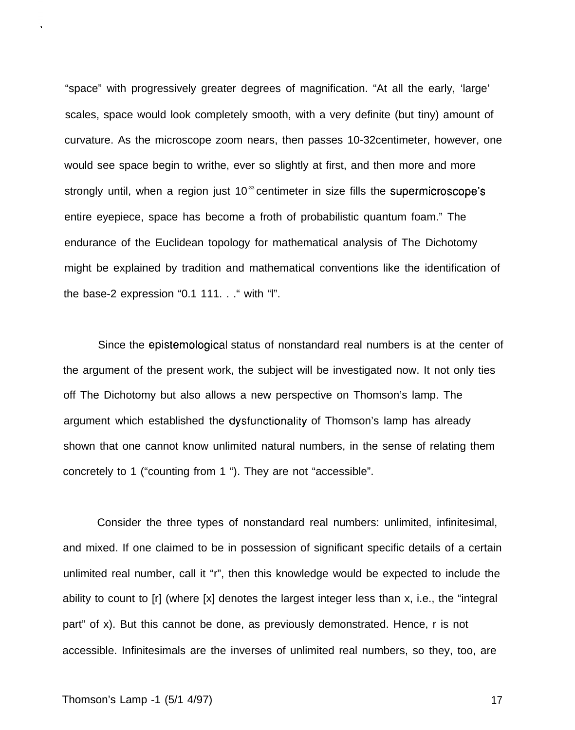"space" with progressively greater degrees of magnification. "At all the early, 'large' scales, space would look completely smooth, with a very definite (but tiny) amount of curvature. As the microscope zoom nears, then passes 10-32centimeter, however, one would see space begin to writhe, ever so slightly at first, and then more and more strongly until, when a region just $10^{-33}$ centimeter in size fills the supermicroscope's entire eyepiece, space has become a froth of probabilistic quantum foam." The endurance of the Euclidean topology for mathematical analysis of The Dichotomy might be explained by tradition and mathematical conventions like the identification of the base-2 expression "0.1 111. . ." with "l".

Since the epistemological status of nonstandard real numbers is at the center of the argument of the present work, the subject will be investigated now. It not only ties off The Dichotomy but also allows a new perspective on Thomson's lamp. The argument which established the dysfunctionality of Thomson's lamp has already shown that one cannot know unlimited natural numbers, in the sense of relating them concretely to 1 ("counting from 1 "). They are not "accessible".

Consider the three types of nonstandard real numbers: unlimited, infinitesimal, and mixed. If one claimed to be in possession of significant specific details of a certain unlimited real number, call it "r", then this knowledge would be expected to include the ability to count to [r] (where [x] denotes the largest integer less than x, i.e., the "integral part" of x). But this cannot be done, as previously demonstrated. Hence, r is not accessible. Infinitesimals are the inverses of unlimited real numbers, so they, too, are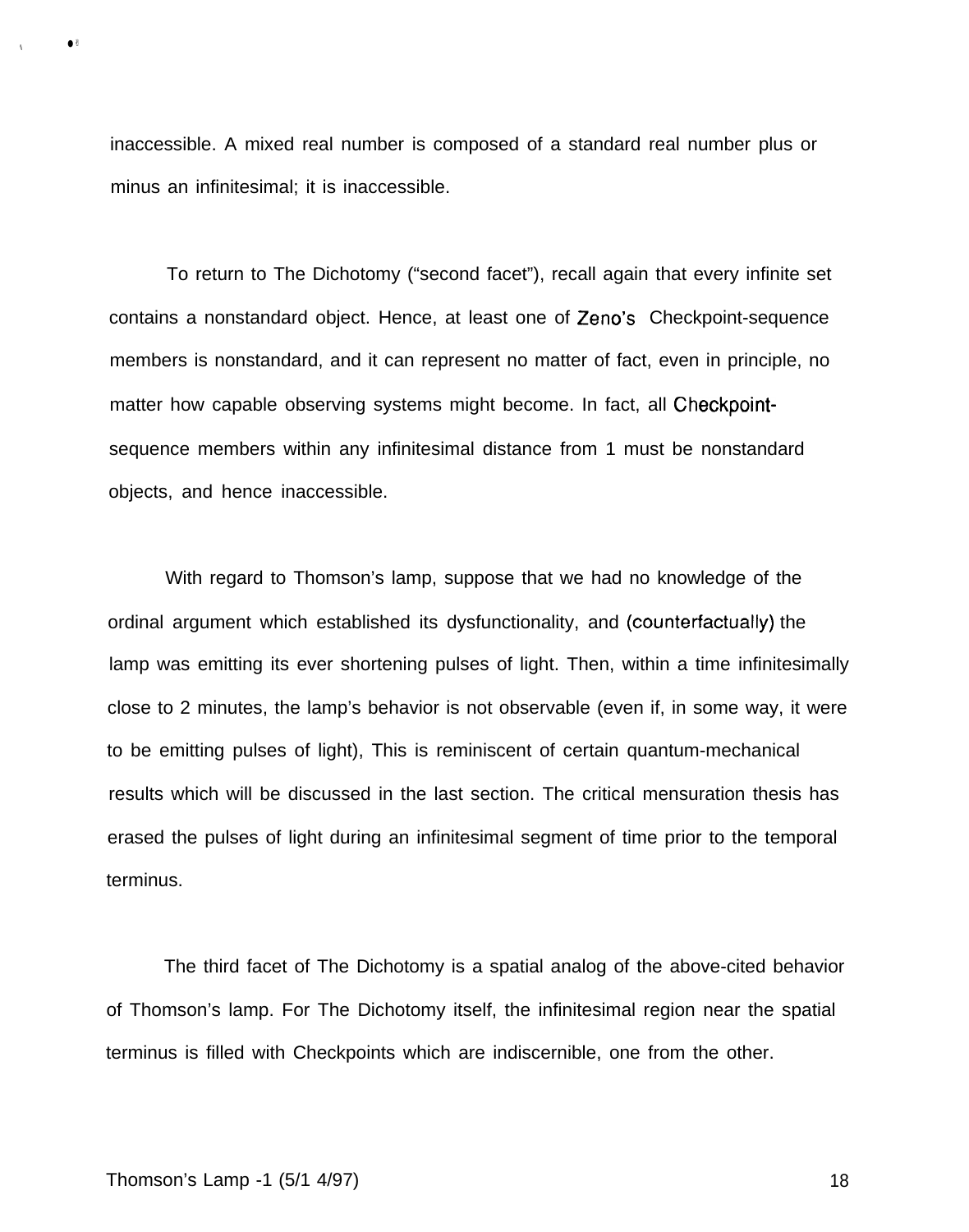inaccessible. A mixed real number is composed of a standard real number plus or minus an infinitesimal; it is inaccessible.

To return to The Dichotomy (“second facet”), recall again that every infinite set contains a nonstandard object. Hence, at least one of Zeno’s Checkpoint-sequence members is nonstandard, and it can represent no matter of fact, even in principle, no matter how capable observing systems might become. In fact, all Checkpoint-sequence members within any infinitesimal distance from 1 must be nonstandard objects, and hence inaccessible.

With regard to Thomson’s lamp, suppose that we had no knowledge of the ordinal argument which established its dysfunctionality, and (counterfactually) the lamp was emitting its ever shortening pulses of light. Then, within a time infinitesimally close to 2 minutes, the lamp’s behavior is not observable (even if, in some way, it were to be emitting pulses of light), This is reminiscent of certain quantum-mechanical results which will be discussed in the last section. The critical mensuration thesis has erased the pulses of light during an infinitesimal segment of time prior to the temporal terminus.

The third facet of The Dichotomy is a spatial analog of the above-cited behavior of Thomson’s lamp. For The Dichotomy itself, the infinitesimal region near the spatial terminus is filled with Checkpoints which are indiscernible, one from the other.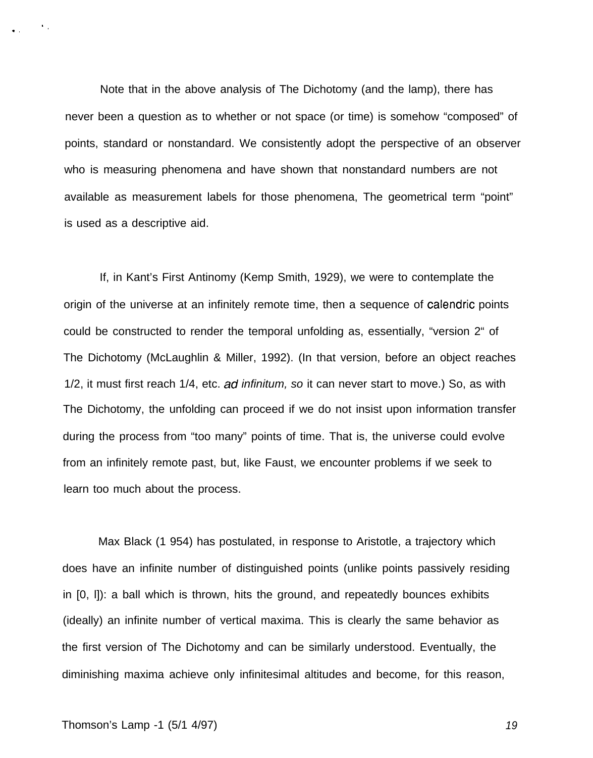Note that in the above analysis of The Dichotomy (and the lamp), there has never been a question as to whether or not space (or time) is somehow “composed” of points, standard or nonstandard. We consistently adopt the perspective of an observer who is measuring phenomena and have shown that nonstandard numbers are not available as measurement labels for those phenomena, The geometrical term “point” is used as a descriptive aid.

If, in Kant’s First Antinomy (Kemp Smith, 1929), we were to contemplate the origin of the universe at an infinitely remote time, then a sequence of calendric points could be constructed to render the temporal unfolding as, essentially, “version 2“ of The Dichotomy (McLaughlin & Miller, 1992). (In that version, before an object reaches 1/2, it must first reach 1/4, etc. *ad infinitum, so* it can never start to move.) So, as with The Dichotomy, the unfolding can proceed if we do not insist upon information transfer during the process from “too many” points of time. That is, the universe could evolve from an infinitely remote past, but, like Faust, we encounter problems if we seek to learn too much about the process.

Max Black (1 954) has postulated, in response to Aristotle, a trajectory which does have an infinite number of distinguished points (unlike points passively residing in [0, l]): a ball which is thrown, hits the ground, and repeatedly bounces exhibits (ideally) an infinite number of vertical maxima. This is clearly the same behavior as the first version of The Dichotomy and can be similarly understood. Eventually, the diminishing maxima achieve only infinitesimal altitudes and become, for this reason,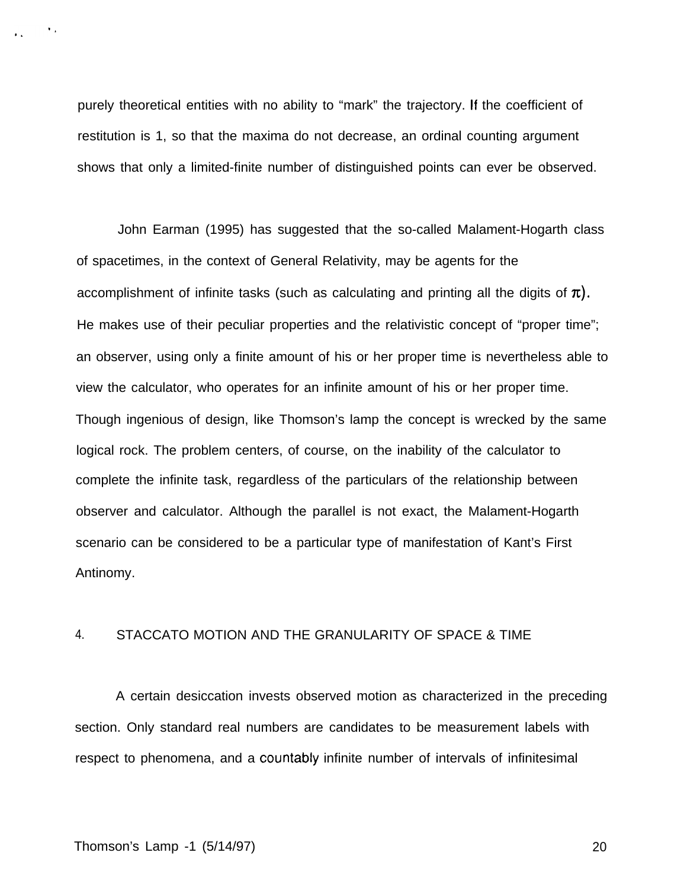purely theoretical entities with no ability to “mark” the trajectory. If the coefficient of restitution is 1, so that the maxima do not decrease, an ordinal counting argument shows that only a limited-finite number of distinguished points can ever be observed.

John Earman (1995) has suggested that the so-called Malament-Hogarth class of spacetimes, in the context of General Relativity, may be agents for the accomplishment of infinite tasks (such as calculating and printing all the digits of $\pi$). He makes use of their peculiar properties and the relativistic concept of “proper time”; an observer, using only a finite amount of his or her proper time is nevertheless able to view the calculator, who operates for an infinite amount of his or her proper time. Though ingenious of design, like Thomson’s lamp the concept is wrecked by the same logical rock. The problem centers, of course, on the inability of the calculator to complete the infinite task, regardless of the particulars of the relationship between observer and calculator. Although the parallel is not exact, the Malament-Hogarth scenario can be considered to be a particular type of manifestation of Kant’s First Antinomy.

## 4. STACCATO MOTION AND THE GRANULARITY OF SPACE & TIME

A certain desiccation invests observed motion as characterized in the preceding section. Only standard real numbers are candidates to be measurement labels with respect to phenomena, and a countably infinite number of intervals of infinitesimal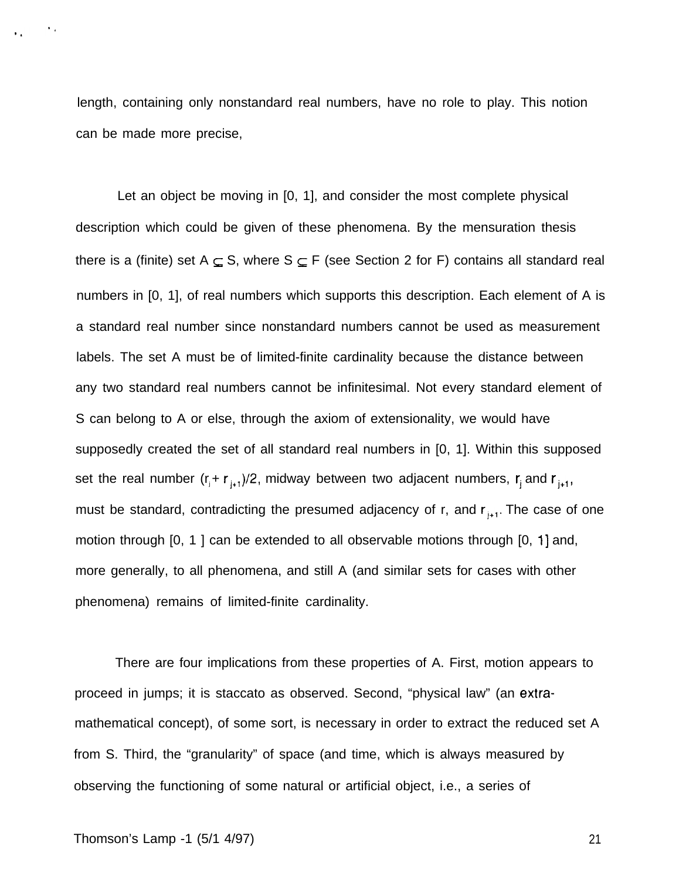length, containing only nonstandard real numbers, have no role to play. This notion can be made more precise,

Let an object be moving in [0, 1], and consider the most complete physical description which could be given of these phenomena. By the mensuration thesis there is a (finite) set $A \subseteq S$, where $S \subseteq F$ (see Section 2 for F) contains all standard real numbers in [0, 1], of real numbers which supports this description. Each element of A is a standard real number since nonstandard numbers cannot be used as measurement labels. The set A must be of limited-finite cardinality because the distance between any two standard real numbers cannot be infinitesimal. Not every standard element of S can belong to A or else, through the axiom of extensionality, we would have supposedly created the set of all standard real numbers in [0, 1]. Within this supposed set the real number $(r_j + r_{j+1})/2$, midway between two adjacent numbers, $r_j$ and $r_{j+1}$, must be standard, contradicting the presumed adjacency of r, and $r_{j+1}$. The case of one motion through [0, 1 ] can be extended to all observable motions through [0, 1] and, more generally, to all phenomena, and still A (and similar sets for cases with other phenomena) remains of limited-finite cardinality.

There are four implications from these properties of A. First, motion appears to proceed in jumps; it is staccato as observed. Second, "physical law" (an extra-mathematical concept), of some sort, is necessary in order to extract the reduced set A from S. Third, the "granularity" of space (and time, which is always measured by observing the functioning of some natural or artificial object, i.e., a series of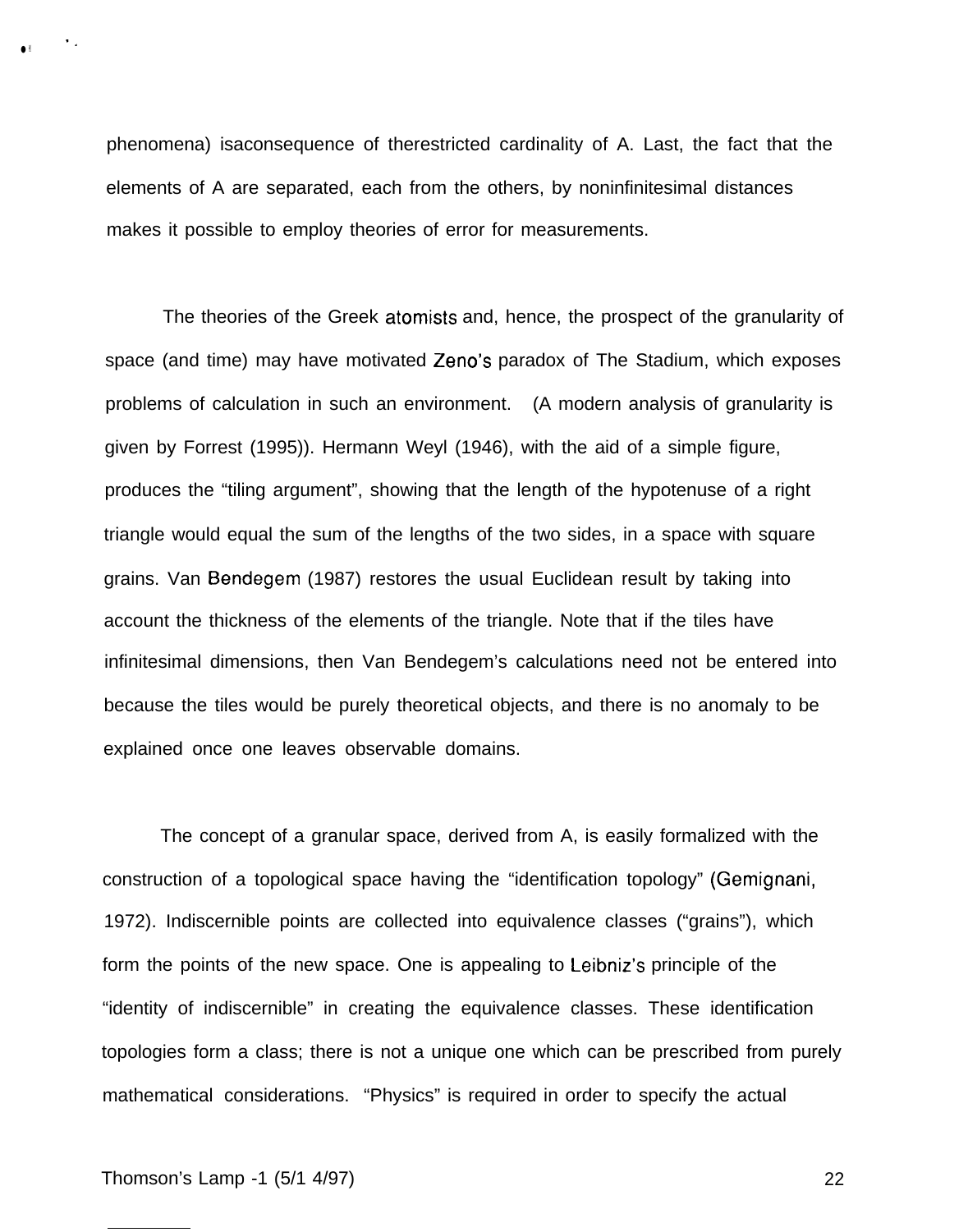phenomena) isaconsequence of therestricted cardinality of A. Last, the fact that the elements of A are separated, each from the others, by noninfinitesimal distances makes it possible to employ theories of error for measurements.

The theories of the Greek atomists and, hence, the prospect of the granularity of space (and time) may have motivated Zeno's paradox of The Stadium, which exposes problems of calculation in such an environment. (A modern analysis of granularity is given by Forrest (1995)). Hermann Weyl (1946), with the aid of a simple figure, produces the "tiling argument", showing that the length of the hypotenuse of a right triangle would equal the sum of the lengths of the two sides, in a space with square grains. Van Bendegem (1987) restores the usual Euclidean result by taking into account the thickness of the elements of the triangle. Note that if the tiles have infinitesimal dimensions, then Van Bendegem's calculations need not be entered into because the tiles would be purely theoretical objects, and there is no anomaly to be explained once one leaves observable domains.

The concept of a granular space, derived from A, is easily formalized with the construction of a topological space having the "identification topology" (Gemignani, 1972). Indiscernible points are collected into equivalence classes ("grains"), which form the points of the new space. One is appealing to Leibniz's principle of the "identity of indiscernible" in creating the equivalence classes. These identification topologies form a class; there is not a unique one which can be prescribed from purely mathematical considerations. "Physics" is required in order to specify the actual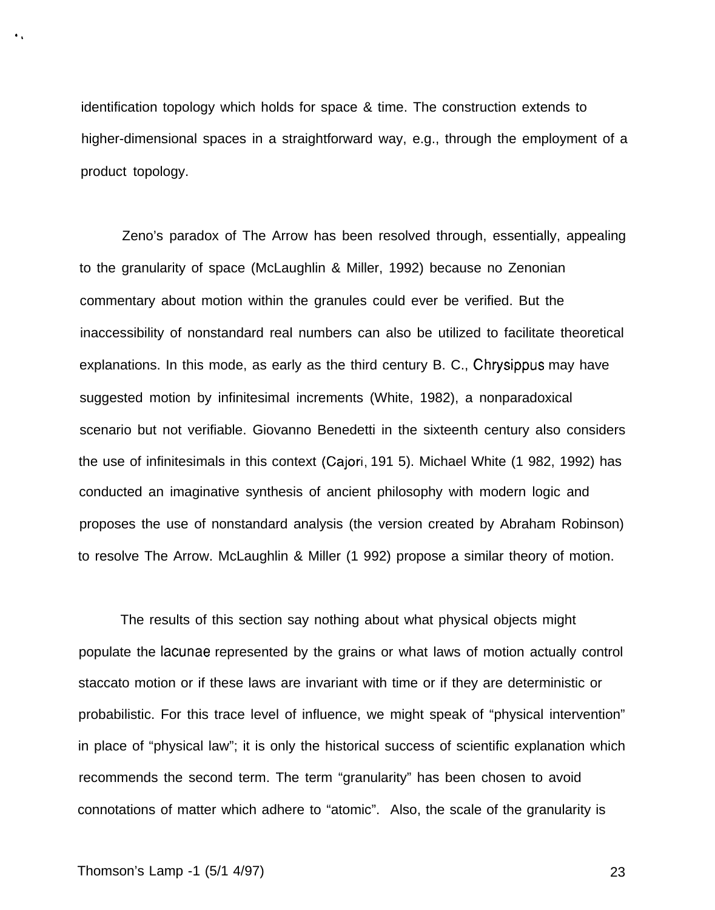identification topology which holds for space & time. The construction extends to higher-dimensional spaces in a straightforward way, e.g., through the employment of a product topology.

Zeno's paradox of The Arrow has been resolved through, essentially, appealing to the granularity of space (McLaughlin & Miller, 1992) because no Zenonian commentary about motion within the granules could ever be verified. But the inaccessibility of nonstandard real numbers can also be utilized to facilitate theoretical explanations. In this mode, as early as the third century B. C., Chrysippus may have suggested motion by infinitesimal increments (White, 1982), a nonparadoxical scenario but not verifiable. Giovanno Benedetti in the sixteenth century also considers the use of infinitesimals in this context (Cajori, 1915). Michael White (1982, 1992) has conducted an imaginative synthesis of ancient philosophy with modern logic and proposes the use of nonstandard analysis (the version created by Abraham Robinson) to resolve The Arrow. McLaughlin & Miller (1992) propose a similar theory of motion.

The results of this section say nothing about what physical objects might populate the lacunae represented by the grains or what laws of motion actually control staccato motion or if these laws are invariant with time or if they are deterministic or probabilistic. For this trace level of influence, we might speak of "physical intervention" in place of "physical law"; it is only the historical success of scientific explanation which recommends the second term. The term "granularity" has been chosen to avoid connotations of matter which adhere to "atomic". Also, the scale of the granularity is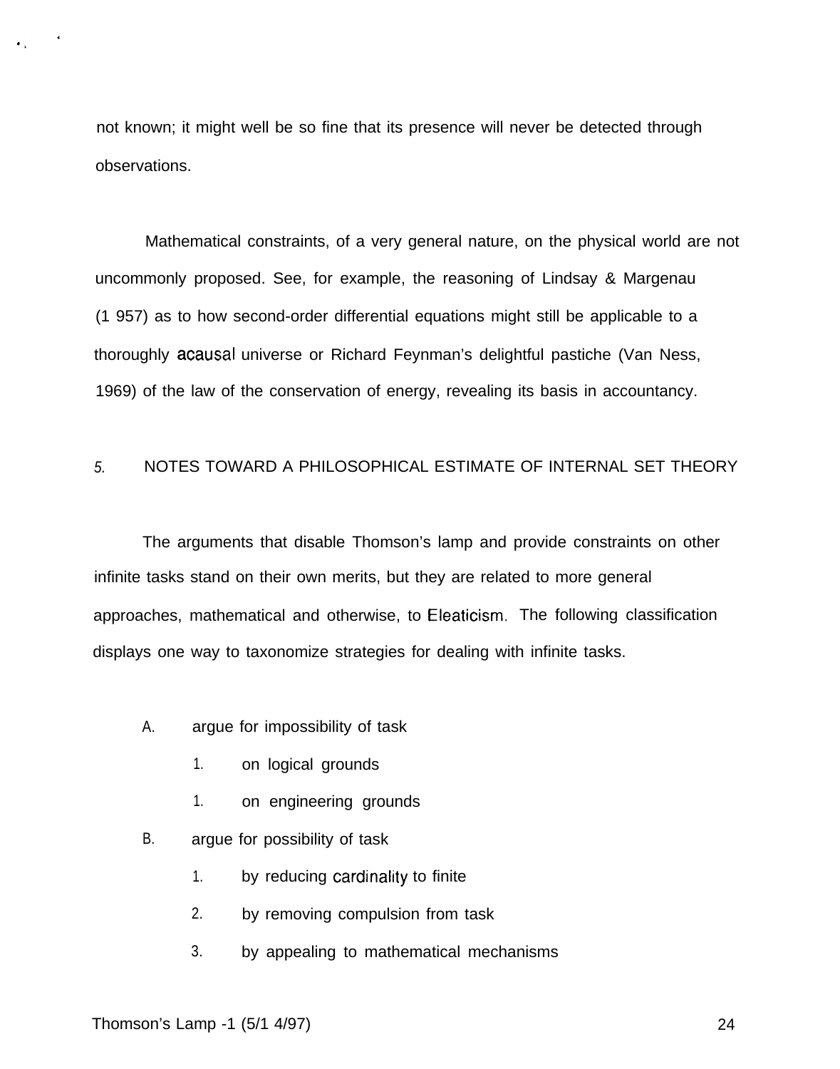not known; it might well be so fine that its presence will never be detected through observations.

Mathematical constraints, of a very general nature, on the physical world are not uncommonly proposed. See, for example, the reasoning of Lindsay & Margenau (1 957) as to how second-order differential equations might still be applicable to a thoroughly acausal universe or Richard Feynman's delightful pastiche (Van Ness, 1969) of the law of the conservation of energy, revealing its basis in accountancy.

## 5. NOTES TOWARD A PHILOSOPHICAL ESTIMATE OF INTERNAL SET THEORY

The arguments that disable Thomson's lamp and provide constraints on other infinite tasks stand on their own merits, but they are related to more general approaches, mathematical and otherwise, to Eleaticism. The following classification displays one way to taxonomize strategies for dealing with infinite tasks.

- A. argue for impossibility of task
  - 1. on logical grounds
  - 1. on engineering grounds
- B. argue for possibility of task
  - 1. by reducing cardinality to finite
  - 2. by removing compulsion from task
  - 3. by appealing to mathematical mechanisms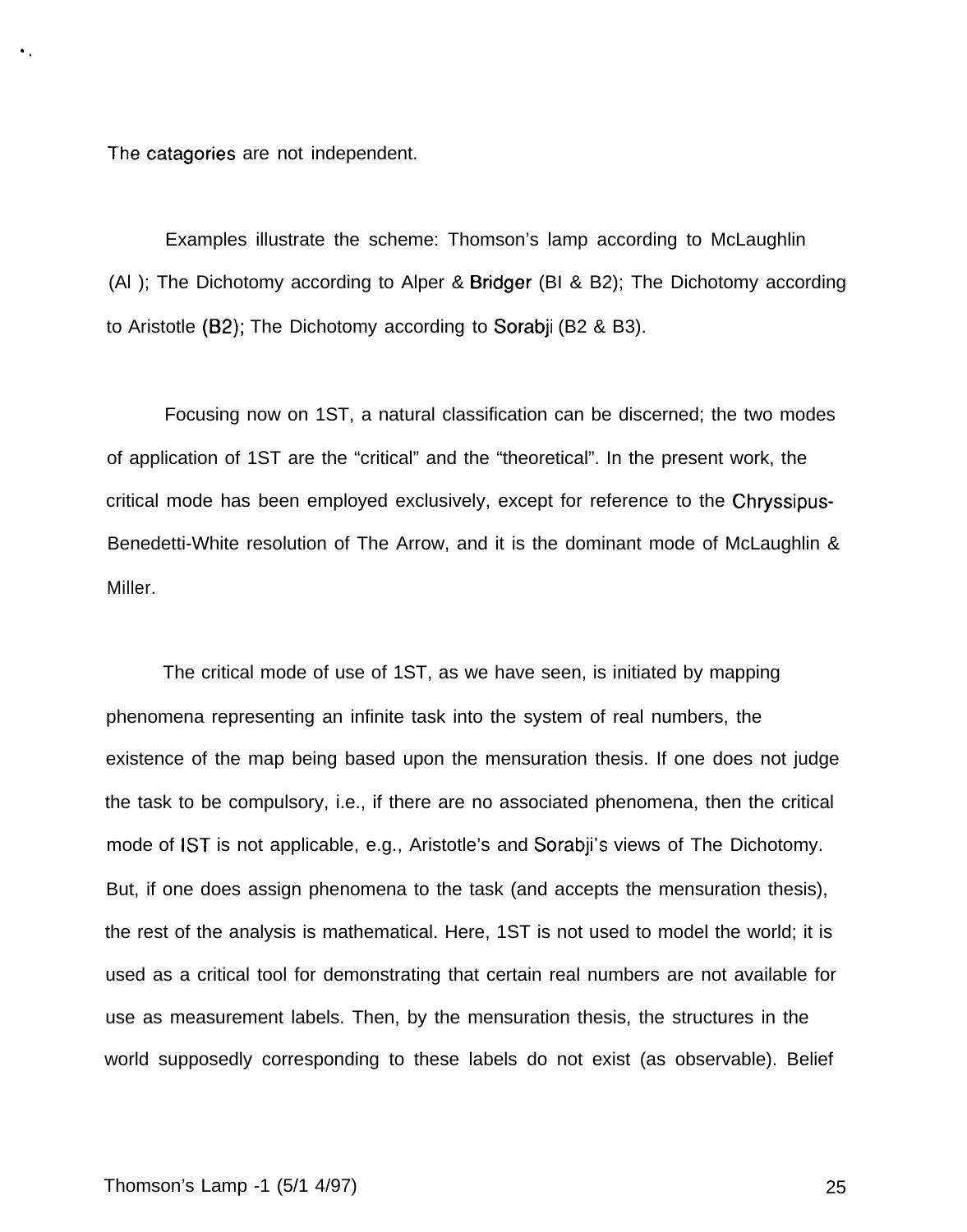The catagories are not independent.

Examples illustrate the scheme: Thomson's lamp according to McLaughlin (Al ); The Dichotomy according to Alper & Bridger (BI & B2); The Dichotomy according to Aristotle (B2); The Dichotomy according to Sorabji (B2 & B3).

Focusing now on 1ST, a natural classification can be discerned; the two modes of application of 1ST are the "critical" and the "theoretical". In the present work, the critical mode has been employed exclusively, except for reference to the Chryssipus-Benedetti-White resolution of The Arrow, and it is the dominant mode of McLaughlin & Miller.

The critical mode of use of 1ST, as we have seen, is initiated by mapping phenomena representing an infinite task into the system of real numbers, the existence of the map being based upon the mensuration thesis. If one does not judge the task to be compulsory, i.e., if there are no associated phenomena, then the critical mode of IST is not applicable, e.g., Aristotle's and Sorabji's views of The Dichotomy. But, if one does assign phenomena to the task (and accepts the mensuration thesis), the rest of the analysis is mathematical. Here, 1ST is not used to model the world; it is used as a critical tool for demonstrating that certain real numbers are not available for use as measurement labels. Then, by the mensuration thesis, the structures in the world supposedly corresponding to these labels do not exist (as observable). Belief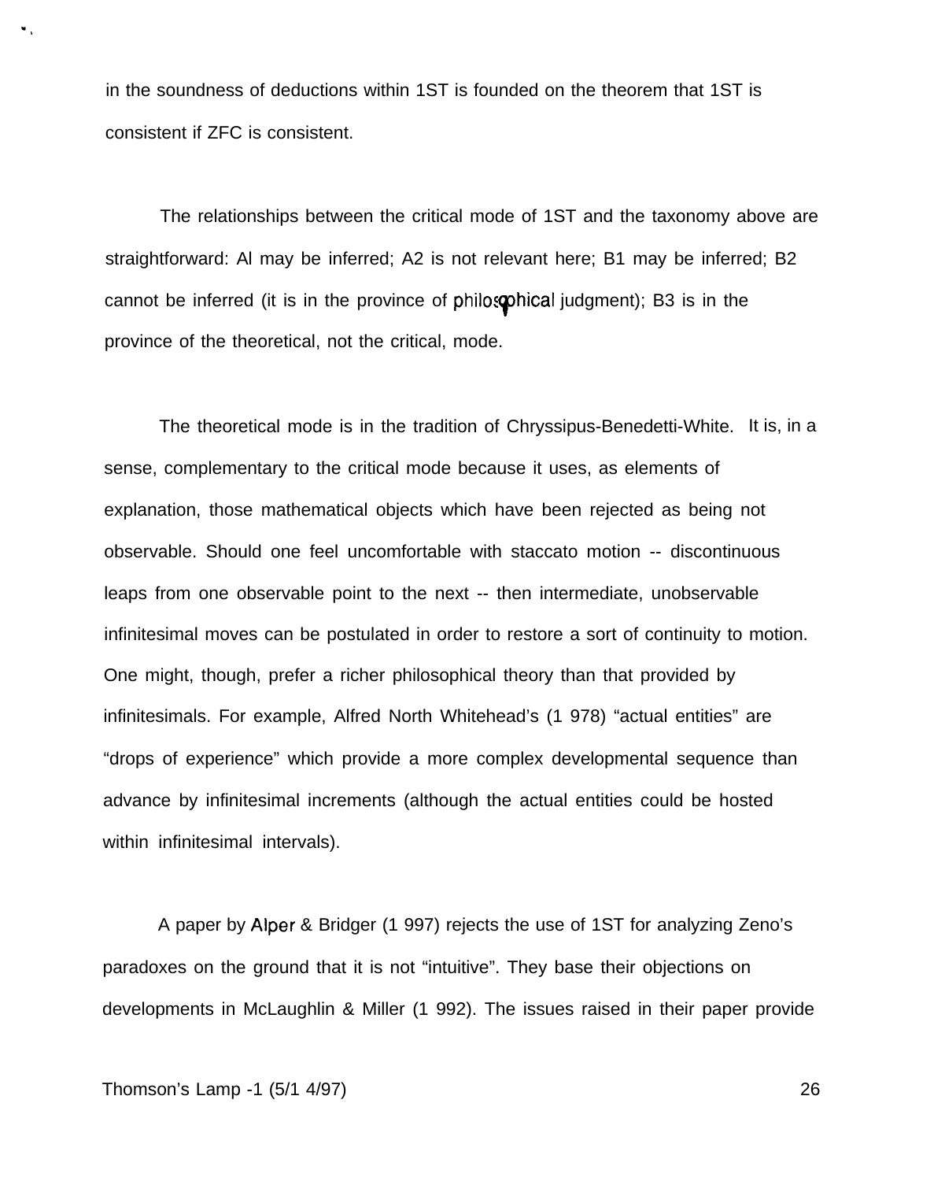in the soundness of deductions within 1ST is founded on the theorem that 1ST is consistent if ZFC is consistent.

The relationships between the critical mode of 1ST and the taxonomy above are straightforward: Al may be inferred; A2 is not relevant here; B1 may be inferred; B2 cannot be inferred (it is in the province of philosophical judgment); B3 is in the province of the theoretical, not the critical, mode.

The theoretical mode is in the tradition of Chryssipus-Benedetti-White. It is, in a sense, complementary to the critical mode because it uses, as elements of explanation, those mathematical objects which have been rejected as being not observable. Should one feel uncomfortable with staccato motion -- discontinuous leaps from one observable point to the next -- then intermediate, unobservable infinitesimal moves can be postulated in order to restore a sort of continuity to motion. One might, though, prefer a richer philosophical theory than that provided by infinitesimals. For example, Alfred North Whitehead's (1 978) "actual entities" are "drops of experience" which provide a more complex developmental sequence than advance by infinitesimal increments (although the actual entities could be hosted within infinitesimal intervals).

A paper by Alper & Bridger (1 997) rejects the use of 1ST for analyzing Zeno's paradoxes on the ground that it is not "intuitive". They base their objections on developments in McLaughlin & Miller (1 992). The issues raised in their paper provide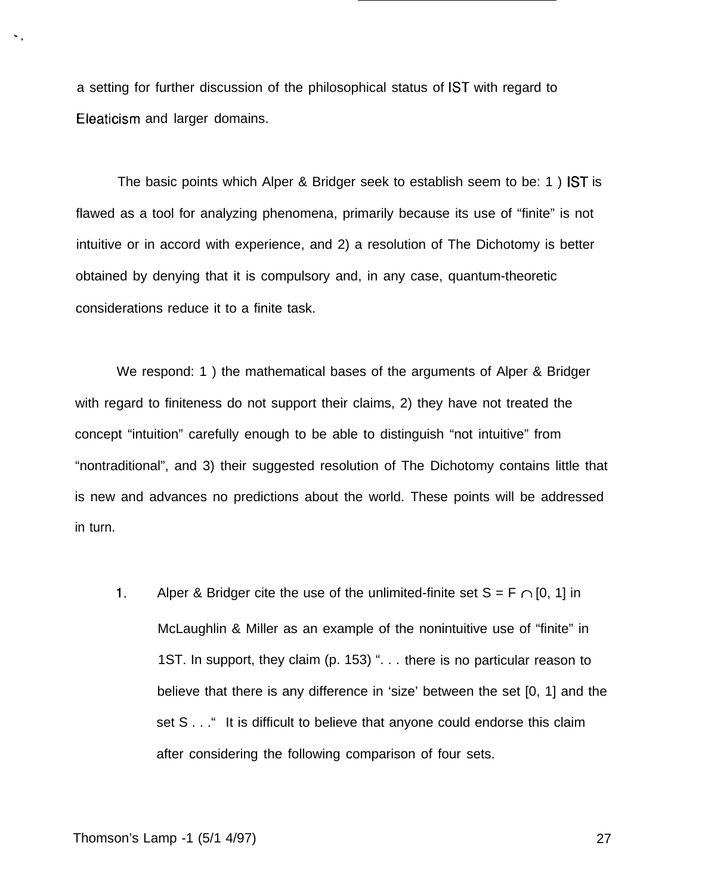a setting for further discussion of the philosophical status of IST with regard to Eleaticism and larger domains.

The basic points which Alper & Bridger seek to establish seem to be: 1 ) IST is flawed as a tool for analyzing phenomena, primarily because its use of "finite" is not intuitive or in accord with experience, and 2) a resolution of The Dichotomy is better obtained by denying that it is compulsory and, in any case, quantum-theoretic considerations reduce it to a finite task.

We respond: 1 ) the mathematical bases of the arguments of Alper & Bridger with regard to finiteness do not support their claims, 2) they have not treated the concept "intuition" carefully enough to be able to distinguish "not intuitive" from "nontraditional", and 3) their suggested resolution of The Dichotomy contains little that is new and advances no predictions about the world. These points will be addressed in turn.

1. Alper & Bridger cite the use of the unlimited-finite set $S = F \cap [0, 1]$ in McLaughlin & Miller as an example of the nonintuitive use of "finite" in 1ST. In support, they claim (p. 153) ". . . there is no particular reason to believe that there is any difference in 'size' between the set [0, 1] and the set S . . ." It is difficult to believe that anyone could endorse this claim after considering the following comparison of four sets.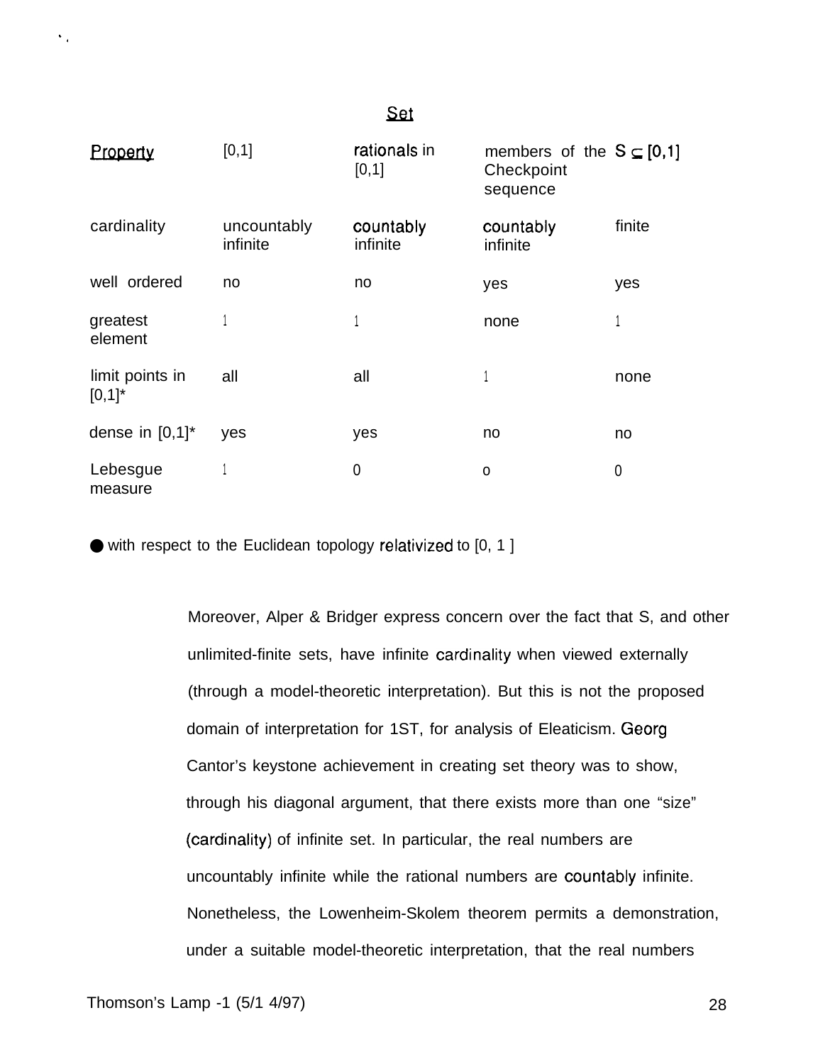| Property | Set | | | |
|---|---|---|---|---|
| | [0,1] | rationals in [0,1] | members of the Checkpoint sequence | $S \subseteq [0,1]$ |
| cardinality | uncountably infinite | countably infinite | countably infinite | finite |
| well ordered | no | no | yes | yes |
| greatest element | 1 | 1 | none | 1 |
| limit points in [0,1]* | all | all | 1 | none |
| dense in [0,1]* | yes | yes | no | no |
| Lebesgue measure | 1 | 0 | 0 | 0 |

* with respect to the Euclidean topology relativized to [0, 1 ]

Moreover, Alper & Bridger express concern over the fact that S, and other unlimited-finite sets, have infinite cardinality when viewed externally (through a model-theoretic interpretation). But this is not the proposed domain of interpretation for 1ST, for analysis of Eleaticism. Georg Cantor's keystone achievement in creating set theory was to show, through his diagonal argument, that there exists more than one "size" (cardinality) of infinite set. In particular, the real numbers are uncountably infinite while the rational numbers are countably infinite. Nonetheless, the Lowenheim-Skolem theorem permits a demonstration, under a suitable model-theoretic interpretation, that the real numbers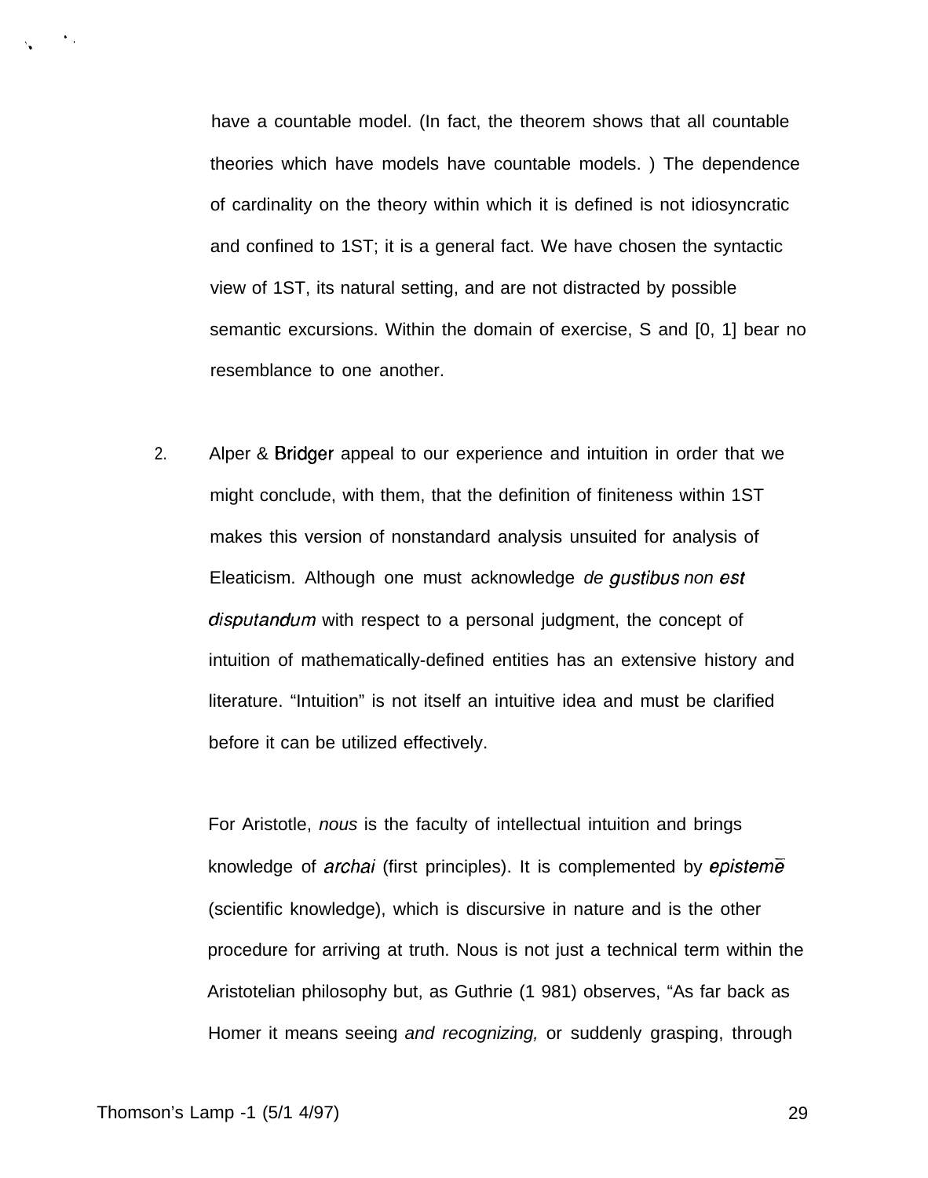have a countable model. (In fact, the theorem shows that all countable theories which have models have countable models. ) The dependence of cardinality on the theory within which it is defined is not idiosyncratic and confined to 1ST; it is a general fact. We have chosen the syntactic view of 1ST, its natural setting, and are not distracted by possible semantic excursions. Within the domain of exercise, S and [0, 1] bear no resemblance to one another.

2. Alper & Bridger appeal to our experience and intuition in order that we might conclude, with them, that the definition of finiteness within 1ST makes this version of nonstandard analysis unsuited for analysis of Eleaticism. Although one must acknowledge *de gustibus non est disputandum* with respect to a personal judgment, the concept of intuition of mathematically-defined entities has an extensive history and literature. “Intuition” is not itself an intuitive idea and must be clarified before it can be utilized effectively.

For Aristotle, *nous* is the faculty of intellectual intuition and brings knowledge of *archai* (first principles). It is complemented by *epistemē* (scientific knowledge), which is discursive in nature and is the other procedure for arriving at truth. Nous is not just a technical term within the Aristotelian philosophy but, as Guthrie (1 981) observes, “As far back as Homer it means seeing *and recognizing,* or suddenly grasping, through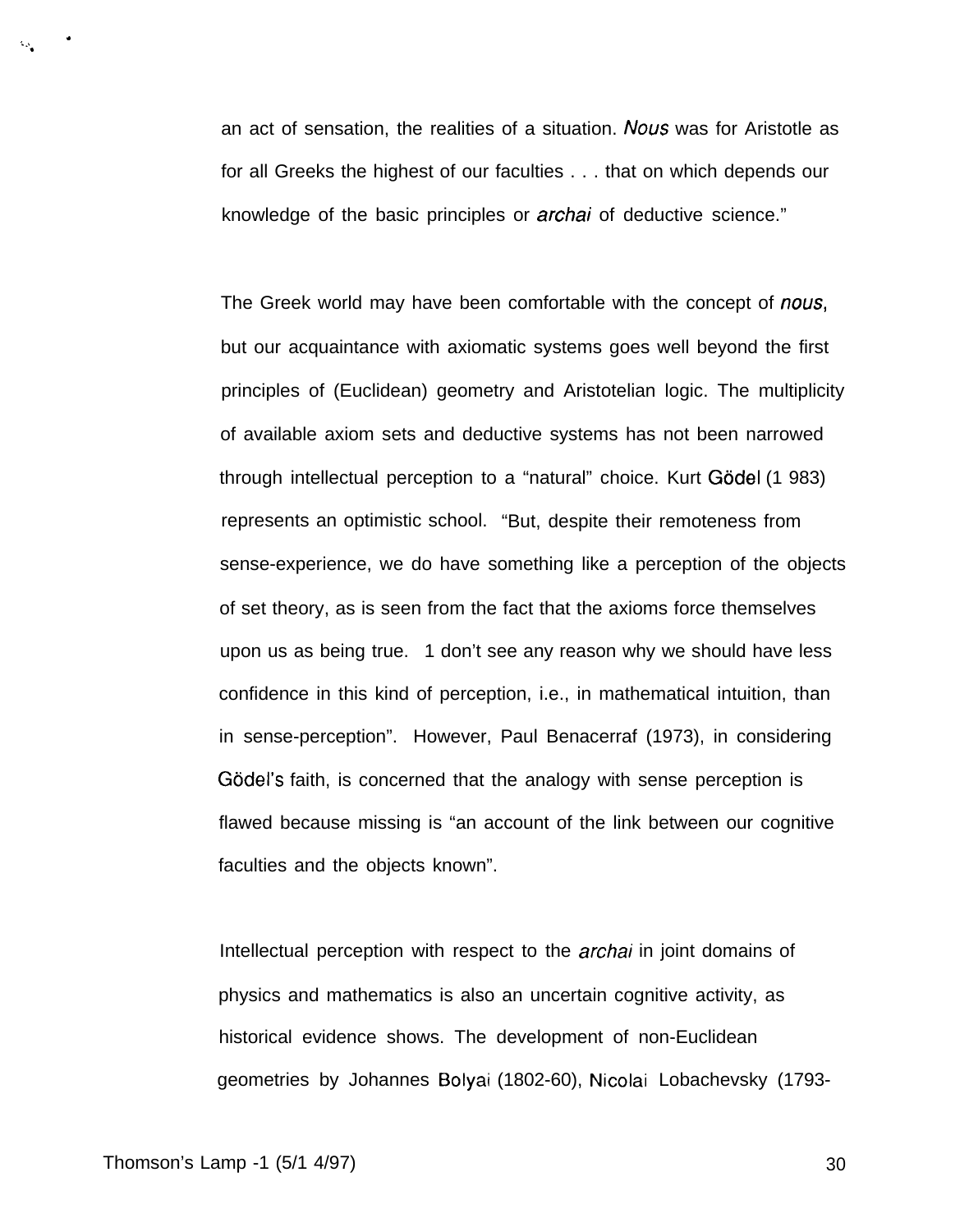an act of sensation, the realities of a situation. *Nous* was for Aristotle as for all Greeks the highest of our faculties . . . that on which depends our knowledge of the basic principles or *archai* of deductive science."

The Greek world may have been comfortable with the concept of *nous*, but our acquaintance with axiomatic systems goes well beyond the first principles of (Euclidean) geometry and Aristotelian logic. The multiplicity of available axiom sets and deductive systems has not been narrowed through intellectual perception to a "natural" choice. Kurt Gödel (1 983) represents an optimistic school. "But, despite their remoteness from sense-experience, we do have something like a perception of the objects of set theory, as is seen from the fact that the axioms force themselves upon us as being true. 1 don't see any reason why we should have less confidence in this kind of perception, i.e., in mathematical intuition, than in sense-perception". However, Paul Benacerraf (1973), in considering Gödel's faith, is concerned that the analogy with sense perception is flawed because missing is "an account of the link between our cognitive faculties and the objects known".

Intellectual perception with respect to the *archai* in joint domains of physics and mathematics is also an uncertain cognitive activity, as historical evidence shows. The development of non-Euclidean geometries by Johannes Bolyai (1802-60), Nicolai Lobachevsky (1793-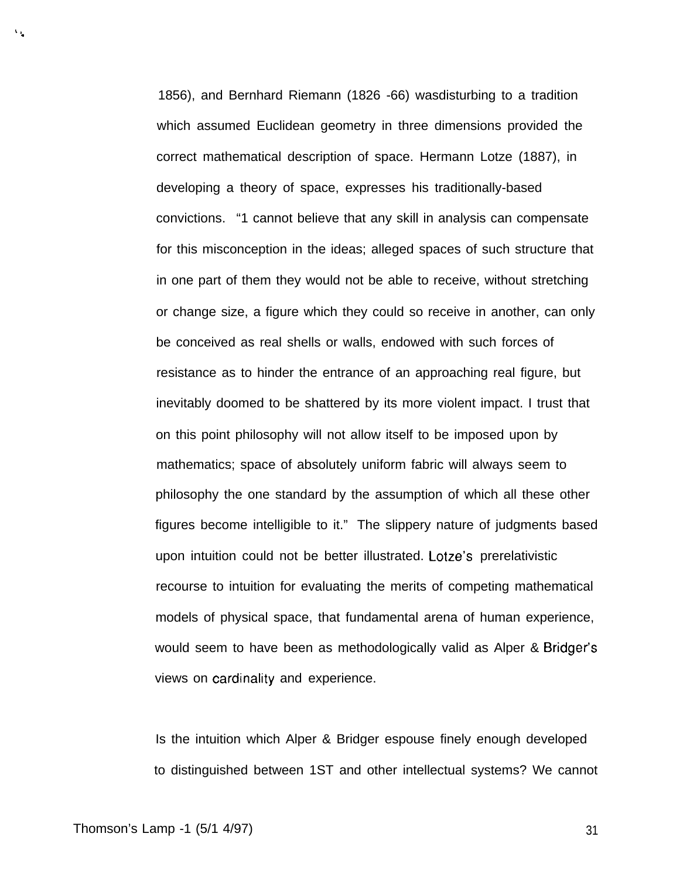1856), and Bernhard Riemann (1826 -66) wasdisturbing to a tradition which assumed Euclidean geometry in three dimensions provided the correct mathematical description of space. Hermann Lotze (1887), in developing a theory of space, expresses his traditionally-based convictions. "1 cannot believe that any skill in analysis can compensate for this misconception in the ideas; alleged spaces of such structure that in one part of them they would not be able to receive, without stretching or change size, a figure which they could so receive in another, can only be conceived as real shells or walls, endowed with such forces of resistance as to hinder the entrance of an approaching real figure, but inevitably doomed to be shattered by its more violent impact. I trust that on this point philosophy will not allow itself to be imposed upon by mathematics; space of absolutely uniform fabric will always seem to philosophy the one standard by the assumption of which all these other figures become intelligible to it." The slippery nature of judgments based upon intuition could not be better illustrated. Lotze's prerelativistic recourse to intuition for evaluating the merits of competing mathematical models of physical space, that fundamental arena of human experience, would seem to have been as methodologically valid as Alper & Bridger's views on cardinality and experience.

Is the intuition which Alper & Bridger espouse finely enough developed to distinguished between 1ST and other intellectual systems? We cannot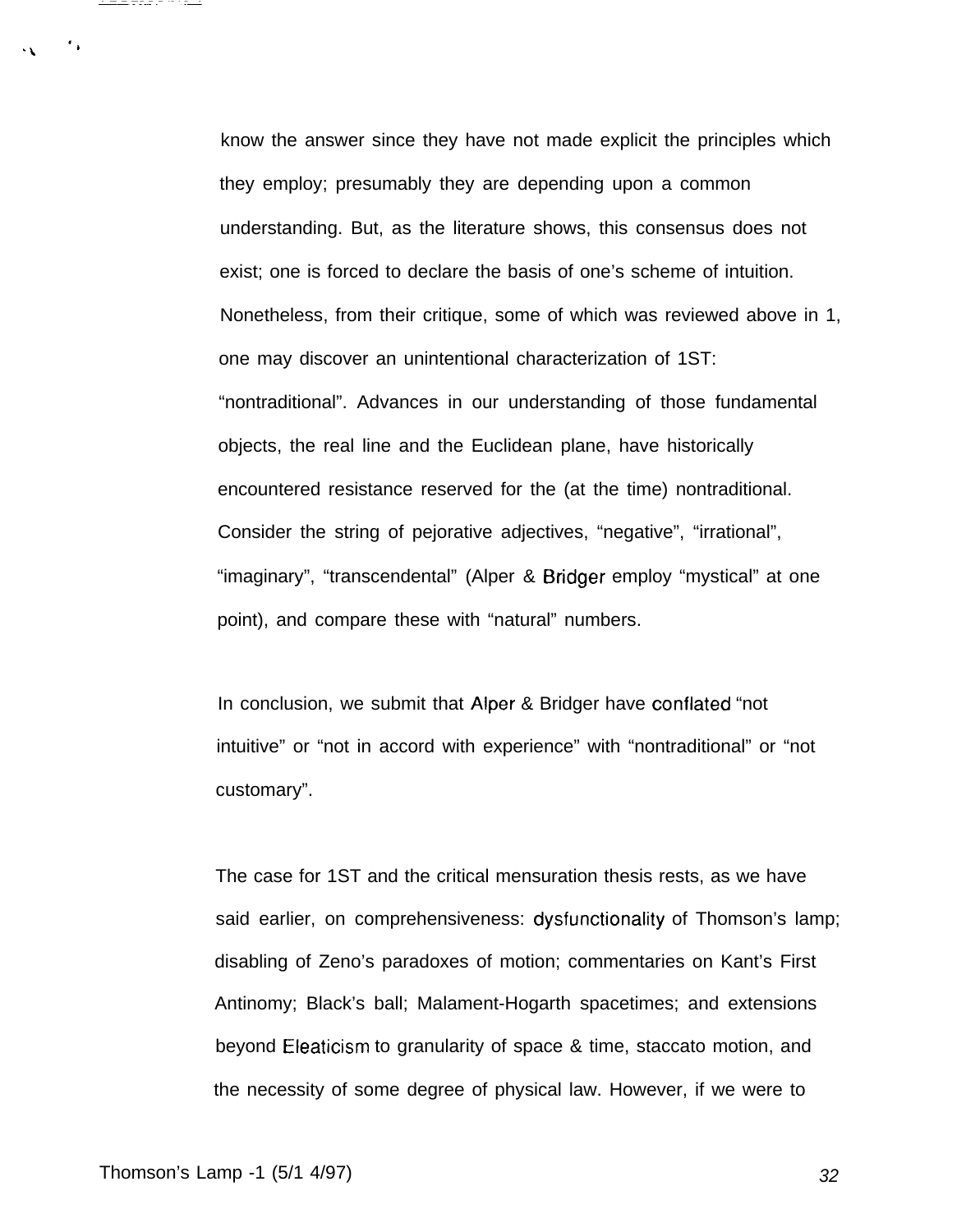know the answer since they have not made explicit the principles which they employ; presumably they are depending upon a common understanding. But, as the literature shows, this consensus does not exist; one is forced to declare the basis of one's scheme of intuition. Nonetheless, from their critique, some of which was reviewed above in 1, one may discover an unintentional characterization of 1ST: "nontraditional". Advances in our understanding of those fundamental objects, the real line and the Euclidean plane, have historically encountered resistance reserved for the (at the time) nontraditional. Consider the string of pejorative adjectives, "negative", "irrational", "imaginary", "transcendental" (Alper & Bridger employ "mystical" at one point), and compare these with "natural" numbers.

In conclusion, we submit that Alper & Bridger have conflated "not intuitive" or "not in accord with experience" with "nontraditional" or "not customary".

The case for 1ST and the critical mensuration thesis rests, as we have said earlier, on comprehensiveness: dysfunctionality of Thomson's lamp; disabling of Zeno's paradoxes of motion; commentaries on Kant's First Antinomy; Black's ball; Malament-Hogarth spacetimes; and extensions beyond Eleaticism to granularity of space & time, staccato motion, and the necessity of some degree of physical law. However, if we were to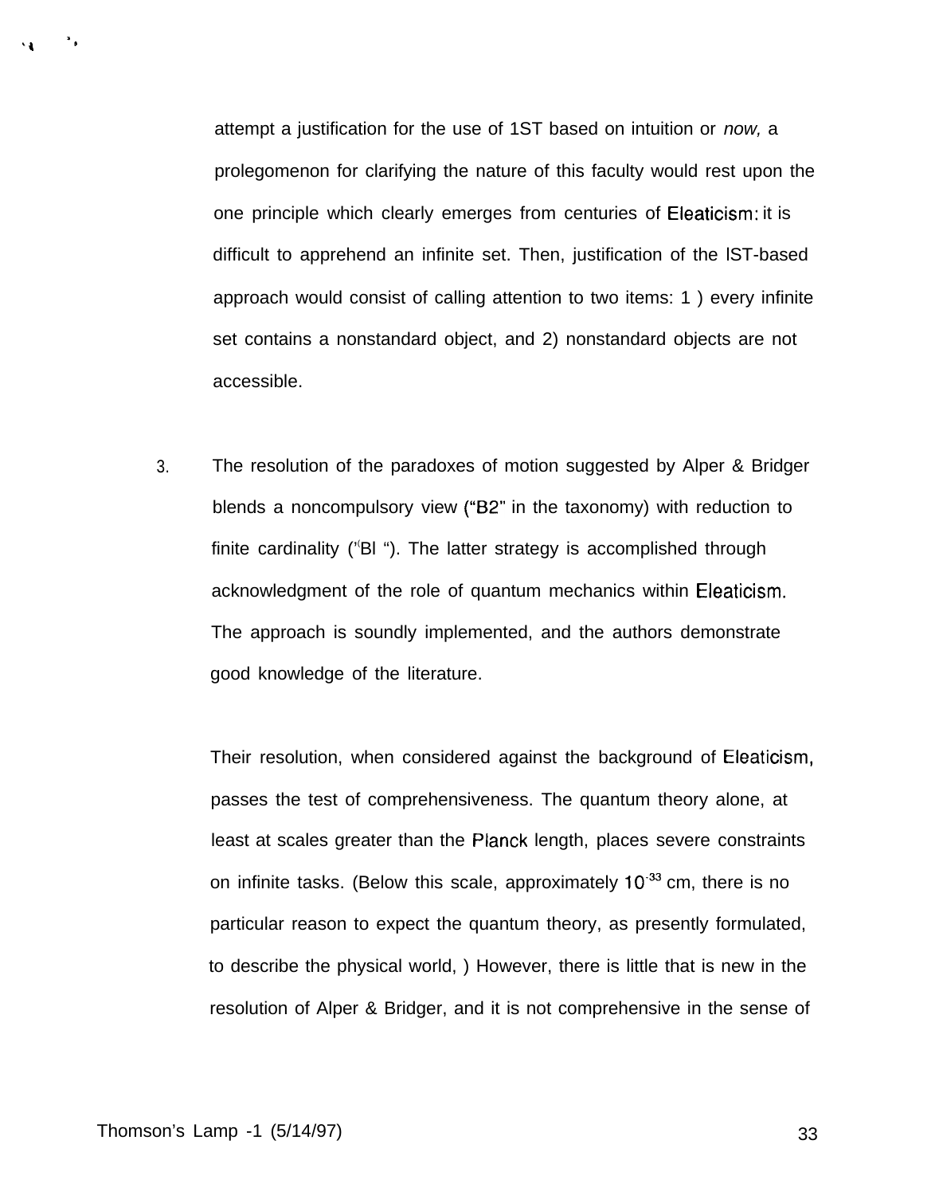attempt a justification for the use of 1ST based on intuition or *now,* a prolegomenon for clarifying the nature of this faculty would rest upon the one principle which clearly emerges from centuries of Eleaticism: it is difficult to apprehend an infinite set. Then, justification of the lST-based approach would consist of calling attention to two items: 1 ) every infinite set contains a nonstandard object, and 2) nonstandard objects are not accessible.

3. The resolution of the paradoxes of motion suggested by Alper & Bridger blends a noncompulsory view ("B2" in the taxonomy) with reduction to finite cardinality ("Bl "). The latter strategy is accomplished through acknowledgment of the role of quantum mechanics within Eleaticism. The approach is soundly implemented, and the authors demonstrate good knowledge of the literature.

   Their resolution, when considered against the background of Eleaticism, passes the test of comprehensiveness. The quantum theory alone, at least at scales greater than the Planck length, places severe constraints on infinite tasks. (Below this scale, approximately $10^{-33}$ cm, there is no particular reason to expect the quantum theory, as presently formulated, to describe the physical world, ) However, there is little that is new in the resolution of Alper & Bridger, and it is not comprehensive in the sense of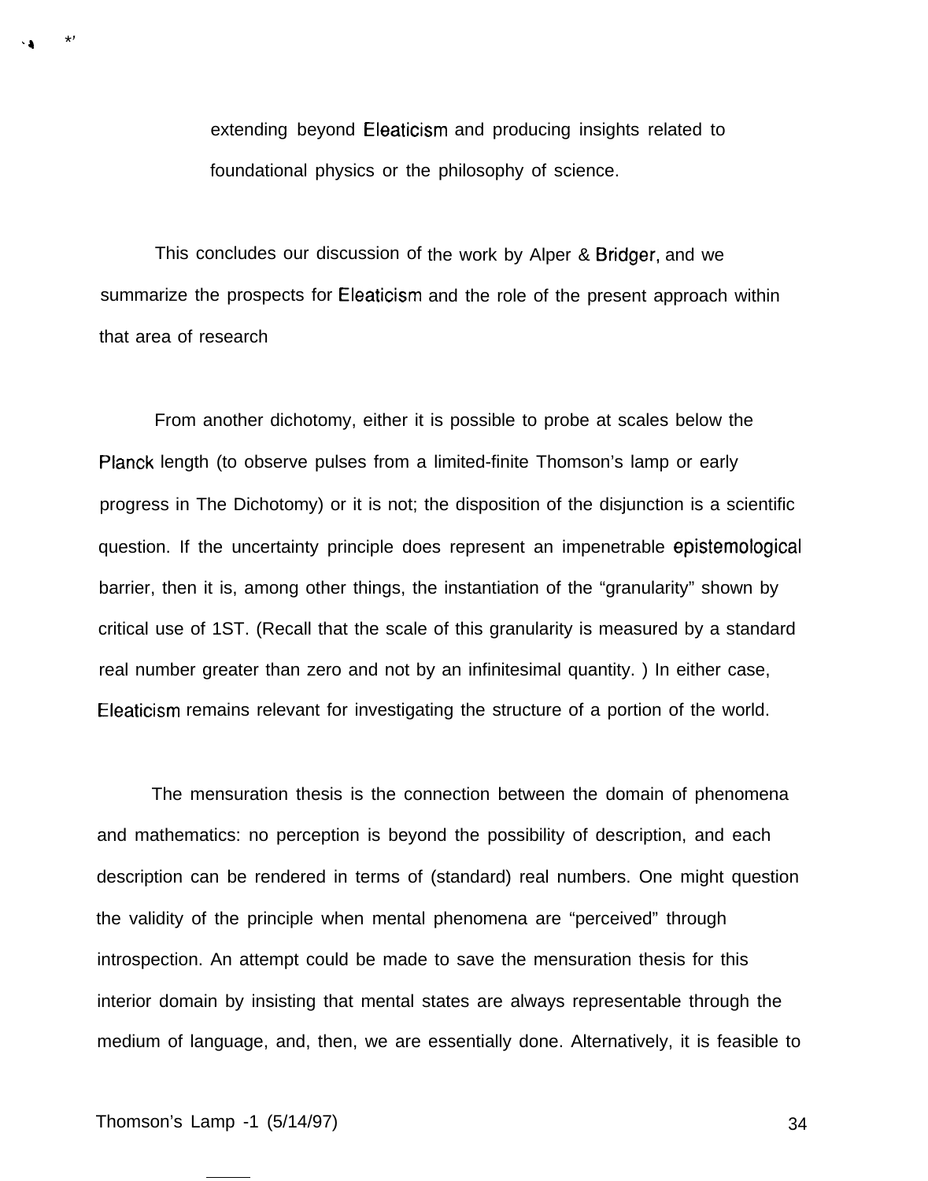extending beyond Eleaticism and producing insights related to foundational physics or the philosophy of science.

This concludes our discussion of the work by Alper & Bridger, and we summarize the prospects for Eleaticism and the role of the present approach within that area of research

From another dichotomy, either it is possible to probe at scales below the Planck length (to observe pulses from a limited-finite Thomson's lamp or early progress in The Dichotomy) or it is not; the disposition of the disjunction is a scientific question. If the uncertainty principle does represent an impenetrable epistemological barrier, then it is, among other things, the instantiation of the "granularity" shown by critical use of 1ST. (Recall that the scale of this granularity is measured by a standard real number greater than zero and not by an infinitesimal quantity. ) In either case, Eleaticism remains relevant for investigating the structure of a portion of the world.

The mensuration thesis is the connection between the domain of phenomena and mathematics: no perception is beyond the possibility of description, and each description can be rendered in terms of (standard) real numbers. One might question the validity of the principle when mental phenomena are "perceived" through introspection. An attempt could be made to save the mensuration thesis for this interior domain by insisting that mental states are always representable through the medium of language, and, then, we are essentially done. Alternatively, it is feasible to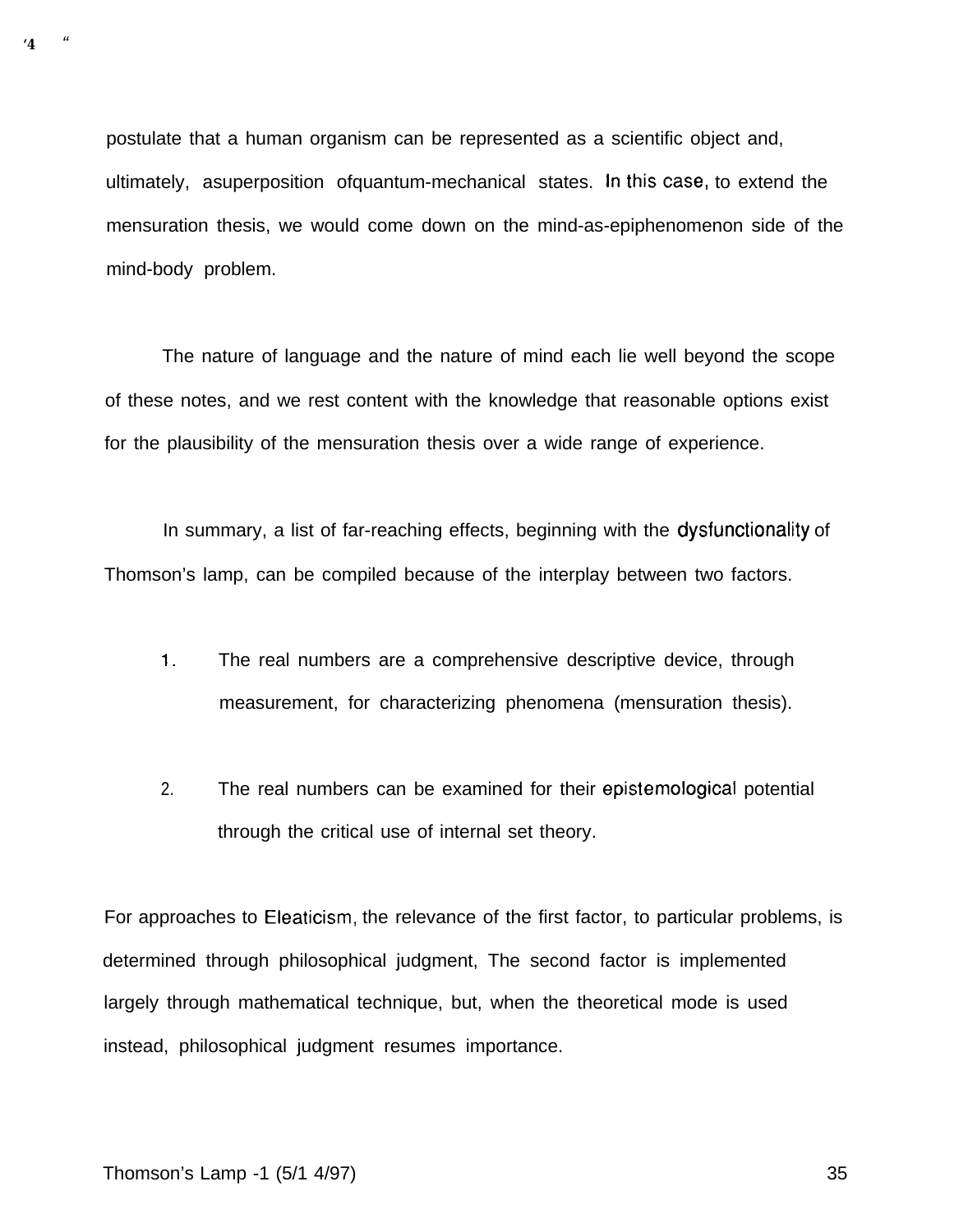postulate that a human organism can be represented as a scientific object and, ultimately, a superposition of quantum-mechanical states. In this case, to extend the mensuration thesis, we would come down on the mind-as-epiphenomenon side of the mind-body problem.

The nature of language and the nature of mind each lie well beyond the scope of these notes, and we rest content with the knowledge that reasonable options exist for the plausibility of the mensuration thesis over a wide range of experience.

In summary, a list of far-reaching effects, beginning with the dysfunctionality of Thomson's lamp, can be compiled because of the interplay between two factors.

1. The real numbers are a comprehensive descriptive device, through measurement, for characterizing phenomena (mensuration thesis).

2. The real numbers can be examined for their epistemological potential through the critical use of internal set theory.

For approaches to Eleaticism, the relevance of the first factor, to particular problems, is determined through philosophical judgment, The second factor is implemented largely through mathematical technique, but, when the theoretical mode is used instead, philosophical judgment resumes importance.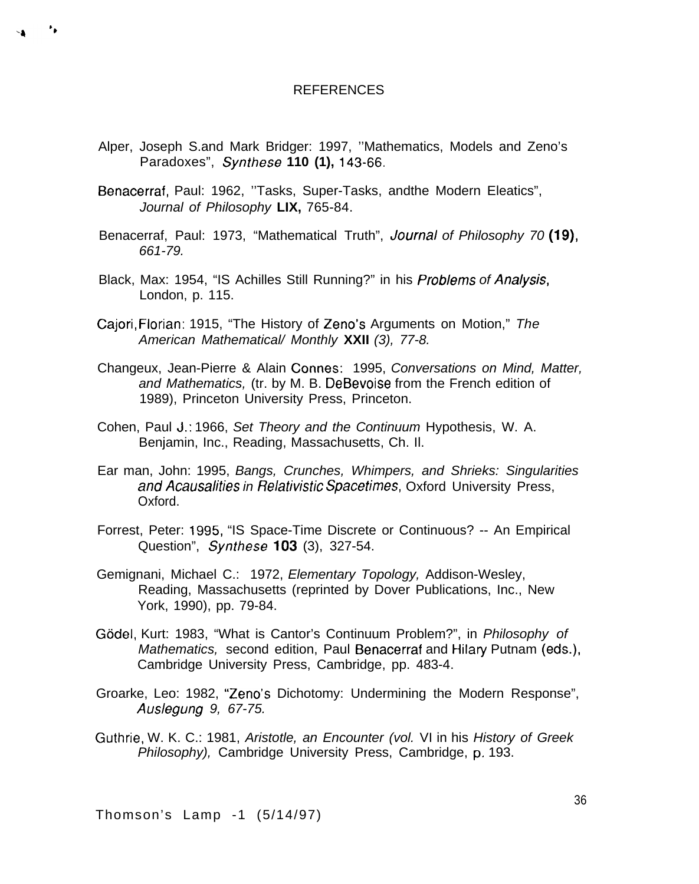# REFERENCES

Alper, Joseph S.and Mark Bridger: 1997, ''Mathematics, Models and Zeno's Paradoxes", *Synthese* **110 (1),** 143-66.

Benacerraf, Paul: 1962, ''Tasks, Super-Tasks, andthe Modern Eleatics", *Journal of Philosophy* **LIX,** 765-84.

Benacerraf, Paul: 1973, "Mathematical Truth", *Journal of Philosophy 70* **(19),** *661-79.*

Black, Max: 1954, "IS Achilles Still Running?" in his *Problems of Analysis*, London, p. 115.

Cajori,Florian: 1915, "The History of Zeno's Arguments on Motion," *The American Mathematical/ Monthly* **XXII** *(3), 77-8.*

Changeux, Jean-Pierre & Alain Connes: 1995, *Conversations on Mind, Matter, and Mathematics,* (tr. by M. B. DeBevoise from the French edition of 1989), Princeton University Press, Princeton.

Cohen, Paul J.: 1966, *Set Theory and the Continuum* Hypothesis, W. A. Benjamin, Inc., Reading, Massachusetts, Ch. II.

Ear man, John: 1995, *Bangs, Crunches, Whimpers, and Shrieks: Singularities and Acausalities in Relativistic Spacetimes*, Oxford University Press, Oxford.

Forrest, Peter: 1995, "IS Space-Time Discrete or Continuous? -- An Empirical Question", *Synthese* **103** (3), 327-54.

Gemignani, Michael C.: 1972, *Elementary Topology,* Addison-Wesley, Reading, Massachusetts (reprinted by Dover Publications, Inc., New York, 1990), pp. 79-84.

Gödel, Kurt: 1983, "What is Cantor's Continuum Problem?", in *Philosophy of Mathematics,* second edition, Paul Benacerraf and Hilary Putnam (eds.), Cambridge University Press, Cambridge, pp. 483-4.

Groarke, Leo: 1982, "Zeno's Dichotomy: Undermining the Modern Response", *Auslegung 9, 67-75.*

Guthrie, W. K. C.: 1981, *Aristotle, an Encounter (vol.* VI in his *History of Greek Philosophy),* Cambridge University Press, Cambridge, p. 193.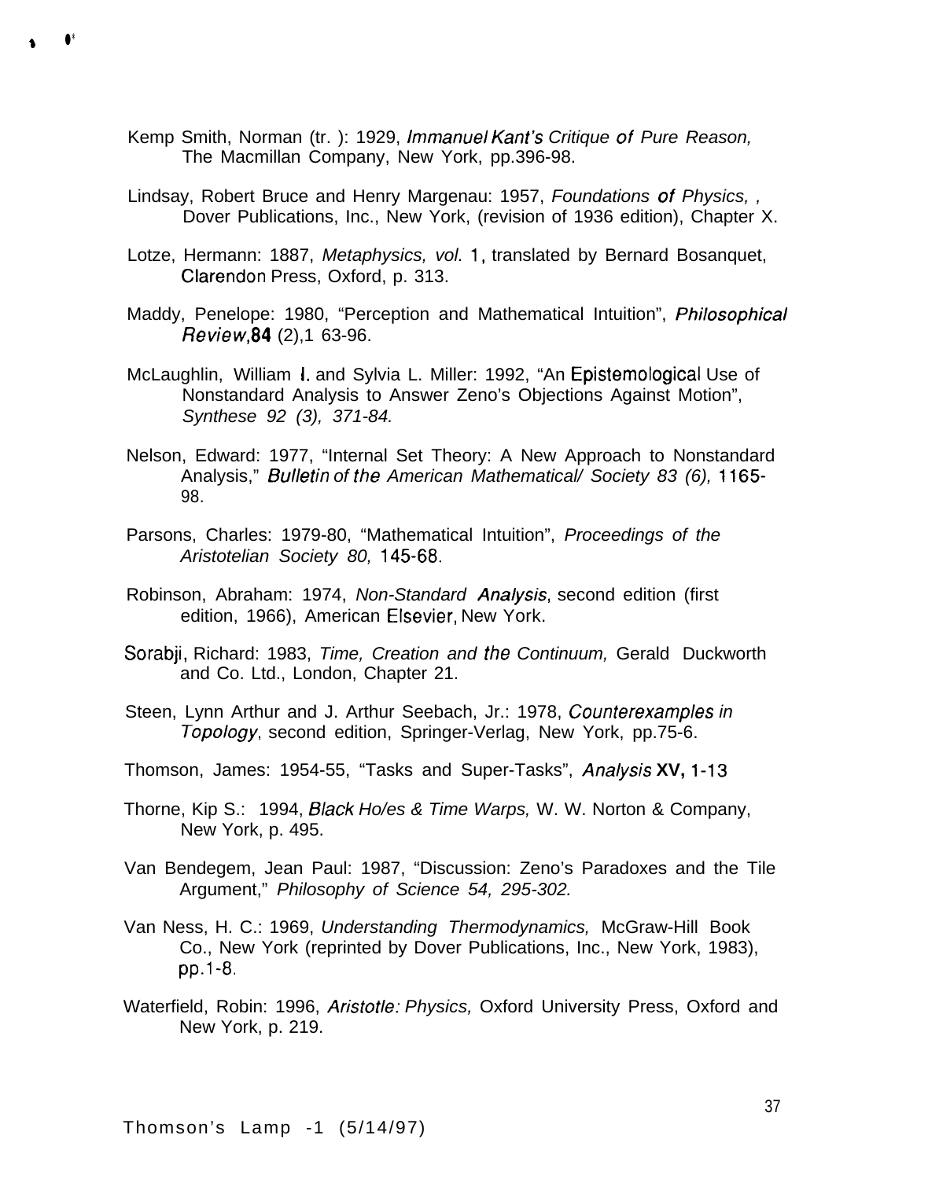Kemp Smith, Norman (tr. ): 1929, *Immanuel Kant's Critique of Pure Reason,* The Macmillan Company, New York, pp.396-98.

Lindsay, Robert Bruce and Henry Margenau: 1957, *Foundations of Physics, ,* Dover Publications, Inc., New York, (revision of 1936 edition), Chapter X.

Lotze, Hermann: 1887, *Metaphysics, vol.* 1, translated by Bernard Bosanquet, Clarendon Press, Oxford, p. 313.

Maddy, Penelope: 1980, "Perception and Mathematical Intuition", *Philosophical Review,***84** (2),1 63-96.

McLaughlin, William I. and Sylvia L. Miller: 1992, "An Epistemological Use of Nonstandard Analysis to Answer Zeno's Objections Against Motion", *Synthese 92 (3), 371-84.*

Nelson, Edward: 1977, "Internal Set Theory: A New Approach to Nonstandard Analysis," *Bulletin of the American Mathematical/ Society 83 (6),* 1165-98.

Parsons, Charles: 1979-80, "Mathematical Intuition", *Proceedings of the Aristotelian Society 80,* 145-68.

Robinson, Abraham: 1974, *Non-Standard Analysis*, second edition (first edition, 1966), American Elsevier, New York.

Sorabji, Richard: 1983, *Time, Creation and the Continuum,* Gerald Duckworth and Co. Ltd., London, Chapter 21.

Steen, Lynn Arthur and J. Arthur Seebach, Jr.: 1978, *Counterexamples in Topology*, second edition, Springer-Verlag, New York, pp.75-6.

Thomson, James: 1954-55, "Tasks and Super-Tasks", *Analysis* **XV,** 1-13

Thorne, Kip S.: 1994, *Black Ho/es & Time Warps,* W. W. Norton & Company, New York, p. 495.

Van Bendegem, Jean Paul: 1987, "Discussion: Zeno's Paradoxes and the Tile Argument," *Philosophy of Science 54, 295-302.*

Van Ness, H. C.: 1969, *Understanding Thermodynamics,* McGraw-Hill Book Co., New York (reprinted by Dover Publications, Inc., New York, 1983), pp.1-8.

Waterfield, Robin: 1996, *Aristotle: Physics,* Oxford University Press, Oxford and New York, p. 219.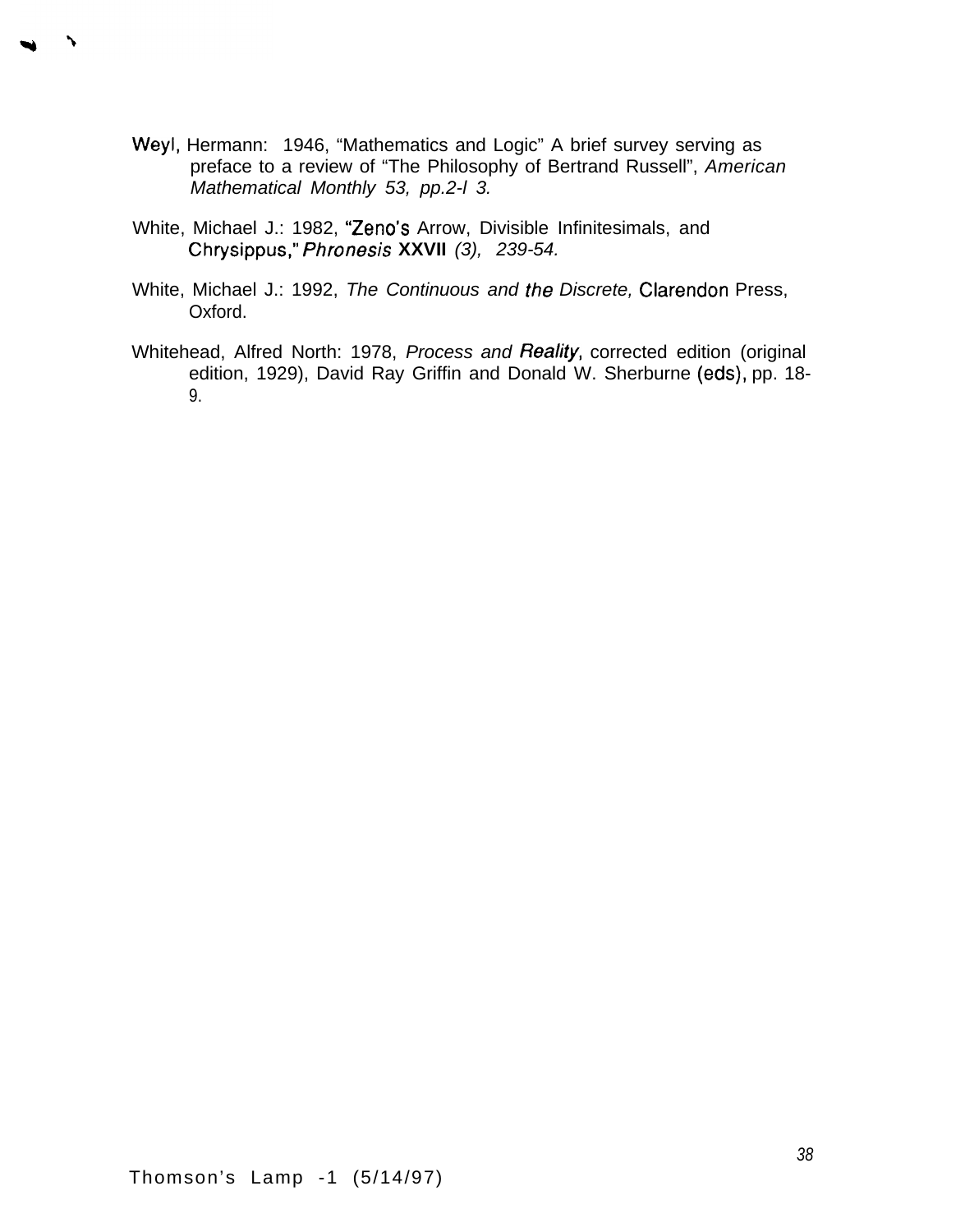Weyl, Hermann: 1946, "Mathematics and Logic" A brief survey serving as preface to a review of "The Philosophy of Bertrand Russell", *American Mathematical Monthly 53, pp.2-l 3.*

White, Michael J.: 1982, "Zeno's Arrow, Divisible Infinitesimals, and Chrysippus," *Phronesis* **XXVII** *(3), 239-54.*

White, Michael J.: 1992, *The Continuous and the Discrete,* Clarendon Press, Oxford.

Whitehead, Alfred North: 1978, *Process and Reality*, corrected edition (original edition, 1929), David Ray Griffin and Donald W. Sherburne (eds), pp. 18-9.